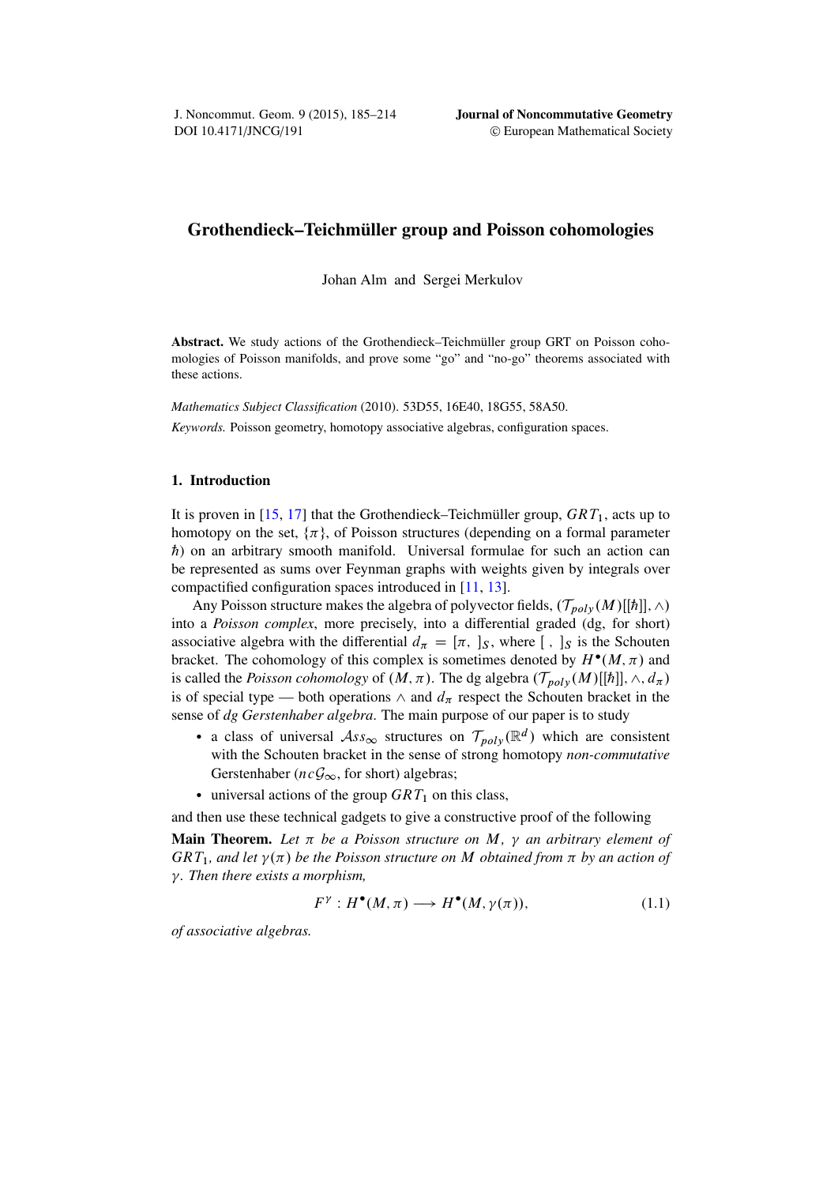# Grothendieck–Teichmüller group and Poisson cohomologies

Johan Alm and Sergei Merkulov

**Abstract.** We study actions of the Grothendieck–Teichmüller group GRT on Poisson cohomologies of Poisson manifolds, and prove some "go" and "no-go" theorems associated with these actions.

*Mathematics Subject Classification* (2010). 53D55, 16E40, 18G55, 58A50.

*Keywords.* Poisson geometry, homotopy associative algebras, configuration spaces.

## 1. Introduction

It is proven in [15, 17] that the Grothendieck–Teichmüller group, $GRT_1$, acts up to homotopy on the set, $\{\pi\}$, of Poisson structures (depending on a formal parameter $\hbar$) on an arbitrary smooth manifold. Universal formulae for such an action can be represented as sums over Feynman graphs with weights given by integrals over compactified configuration spaces introduced in [11, 13].

Any Poisson structure makes the algebra of polyvector fields, $(\mathcal{T}_{poly}(M)[[\hbar]], \wedge)$ into a *Poisson complex*, more precisely, into a differential graded (dg, for short) associative algebra with the differential $d_\pi = [\pi, \ ]_S$, where $[\ ,\ ]_S$ is the Schouten bracket. The cohomology of this complex is sometimes denoted by $H^\bullet(M,\pi)$ and is called the *Poisson cohomology* of $(M,\pi)$. The dg algebra $(\mathcal{T}_{poly}(M)[[\hbar]], \wedge, d_\pi)$ is of special type — both operations $\wedge$ and $d_\pi$ respect the Schouten bracket in the sense of *dg Gerstenhaber algebra*. The main purpose of our paper is to study

- a class of universal $\mathcal{A}ss_\infty$ structures on $\mathcal{T}_{poly}(\mathbb{R}^d)$ which are consistent with the Schouten bracket in the sense of strong homotopy *non-commutative* Gerstenhaber ($nc\mathcal{G}_\infty$, for short) algebras;
- universal actions of the group $GRT_1$ on this class,

and then use these technical gadgets to give a constructive proof of the following

**Main Theorem.** *Let $\pi$ be a Poisson structure on $M$, $\gamma$ an arbitrary element of $GRT_1$, and let $\gamma(\pi)$ be the Poisson structure on $M$ obtained from $\pi$ by an action of $\gamma$. Then there exists a morphism,*

$$F^\gamma : H^\bullet(M,\pi) \longrightarrow H^\bullet(M,\gamma(\pi)), \tag{1.1}$$

*of associative algebras.*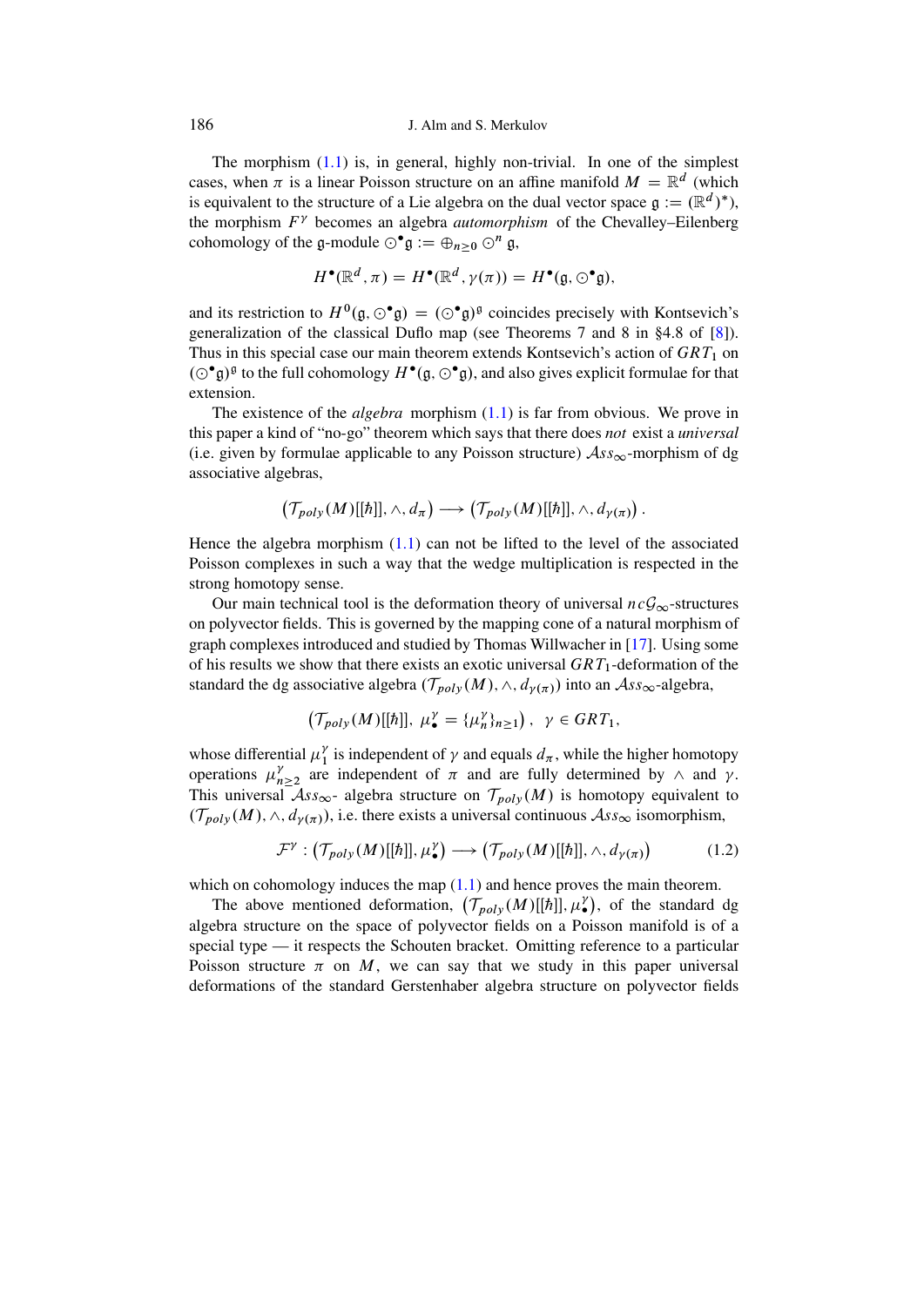The morphism (1.1) is, in general, highly non-trivial. In one of the simplest cases, when $\pi$ is a linear Poisson structure on an affine manifold $M = \mathbb{R}^d$ (which is equivalent to the structure of a Lie algebra on the dual vector space $\mathfrak{g} := (\mathbb{R}^d)^*$), the morphism $F^\gamma$ becomes an algebra *automorphism* of the Chevalley–Eilenberg cohomology of the $\mathfrak{g}$-module $\odot^\bullet \mathfrak{g} := \oplus_{n\geq 0} \odot^n \mathfrak{g}$,

$$H^\bullet(\mathbb{R}^d, \pi) = H^\bullet(\mathbb{R}^d, \gamma(\pi)) = H^\bullet(\mathfrak{g}, \odot^\bullet \mathfrak{g}),$$

and its restriction to $H^0(\mathfrak{g}, \odot^\bullet \mathfrak{g}) = (\odot^\bullet \mathfrak{g})^{\mathfrak{g}}$ coincides precisely with Kontsevich's generalization of the classical Duflo map (see Theorems 7 and 8 in §4.8 of [8]). Thus in this special case our main theorem extends Kontsevich's action of $GRT_1$ on $(\odot^\bullet \mathfrak{g})^{\mathfrak{g}}$ to the full cohomology $H^\bullet(\mathfrak{g}, \odot^\bullet \mathfrak{g})$, and also gives explicit formulae for that extension.

The existence of the *algebra* morphism (1.1) is far from obvious. We prove in this paper a kind of "no-go" theorem which says that there does *not* exist a *universal* (i.e. given by formulae applicable to any Poisson structure) $\mathcal{A}ss_\infty$-morphism of dg associative algebras,

$$\left(\mathcal{T}_{poly}(M)[[\hbar]], \wedge, d_\pi\right) \longrightarrow \left(\mathcal{T}_{poly}(M)[[\hbar]], \wedge, d_{\gamma(\pi)}\right).$$

Hence the algebra morphism (1.1) can not be lifted to the level of the associated Poisson complexes in such a way that the wedge multiplication is respected in the strong homotopy sense.

Our main technical tool is the deformation theory of universal $nc\mathcal{G}_\infty$-structures on polyvector fields. This is governed by the mapping cone of a natural morphism of graph complexes introduced and studied by Thomas Willwacher in [17]. Using some of his results we show that there exists an exotic universal $GRT_1$-deformation of the standard the dg associative algebra $(\mathcal{T}_{poly}(M), \wedge, d_{\gamma(\pi)})$ into an $\mathcal{A}ss_\infty$-algebra,

$$\left(\mathcal{T}_{poly}(M)[[\hbar]],\ \mu_\bullet^\gamma = \{\mu_n^\gamma\}_{n\geq 1}\right),\ \ \gamma \in GRT_1,$$

whose differential $\mu_1^\gamma$ is independent of $\gamma$ and equals $d_\pi$, while the higher homotopy operations $\mu_{n\geq 2}^\gamma$ are independent of $\pi$ and are fully determined by $\wedge$ and $\gamma$. This universal $\mathcal{A}ss_\infty$- algebra structure on $\mathcal{T}_{poly}(M)$ is homotopy equivalent to $(\mathcal{T}_{poly}(M), \wedge, d_{\gamma(\pi)})$, i.e. there exists a universal continuous $\mathcal{A}ss_\infty$ isomorphism,

$$\mathcal{F}^\gamma : \left(\mathcal{T}_{poly}(M)[[\hbar]], \mu_\bullet^\gamma\right) \longrightarrow \left(\mathcal{T}_{poly}(M)[[\hbar]], \wedge, d_{\gamma(\pi)}\right) \tag{1.2}$$

which on cohomology induces the map (1.1) and hence proves the main theorem.

The above mentioned deformation, $\left(\mathcal{T}_{poly}(M)[[\hbar]], \mu_\bullet^\gamma\right)$, of the standard dg algebra structure on the space of polyvector fields on a Poisson manifold is of a special type — it respects the Schouten bracket. Omitting reference to a particular Poisson structure $\pi$ on $M$, we can say that we study in this paper universal deformations of the standard Gerstenhaber algebra structure on polyvector fields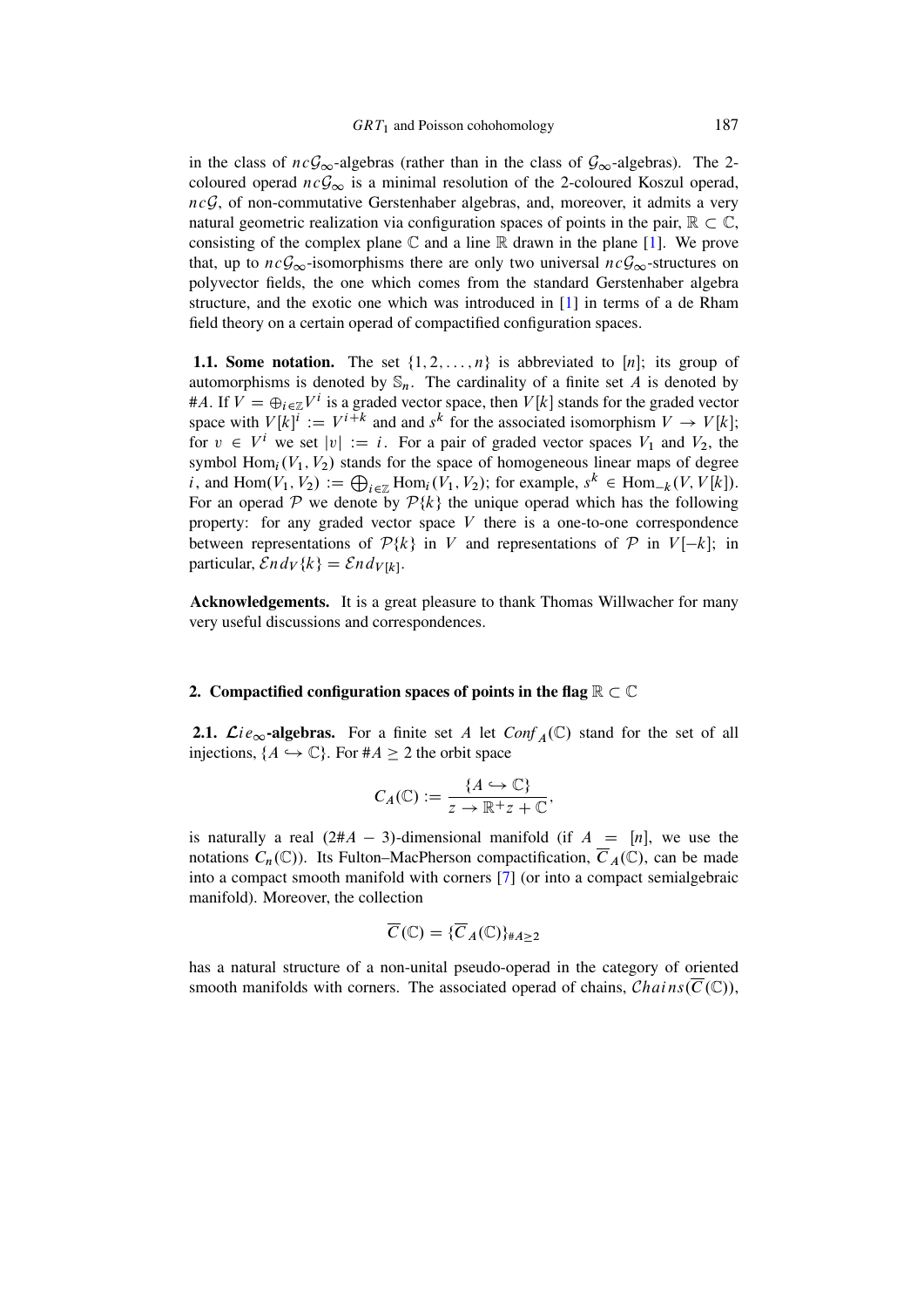in the class of $nc\mathcal{G}_\infty$-algebras (rather than in the class of $\mathcal{G}_\infty$-algebras). The 2-coloured operad $nc\mathcal{G}_\infty$ is a minimal resolution of the 2-coloured Koszul operad, $nc\mathcal{G}$, of non-commutative Gerstenhaber algebras, and, moreover, it admits a very natural geometric realization via configuration spaces of points in the pair, $\mathbb{R} \subset \mathbb{C}$, consisting of the complex plane $\mathbb{C}$ and a line $\mathbb{R}$ drawn in the plane [1]. We prove that, up to $nc\mathcal{G}_\infty$-isomorphisms there are only two universal $nc\mathcal{G}_\infty$-structures on polyvector fields, the one which comes from the standard Gerstenhaber algebra structure, and the exotic one which was introduced in [1] in terms of a de Rham field theory on a certain operad of compactified configuration spaces.

**1.1. Some notation.** The set $\{1, 2, \ldots, n\}$ is abbreviated to $[n]$; its group of automorphisms is denoted by $\mathbb{S}_n$. The cardinality of a finite set $A$ is denoted by $\#A$. If $V = \oplus_{i\in\mathbb{Z}} V^i$ is a graded vector space, then $V[k]$ stands for the graded vector space with $V[k]^i := V^{i+k}$ and and $s^k$ for the associated isomorphism $V \to V[k]$; for $v \in V^i$ we set $|v| := i$. For a pair of graded vector spaces $V_1$ and $V_2$, the symbol $\mathrm{Hom}_i(V_1, V_2)$ stands for the space of homogeneous linear maps of degree $i$, and $\mathrm{Hom}(V_1, V_2) := \bigoplus_{i\in\mathbb{Z}} \mathrm{Hom}_i(V_1, V_2)$; for example, $s^k \in \mathrm{Hom}_{-k}(V, V[k])$. For an operad $\mathcal{P}$ we denote by $\mathcal{P}\{k\}$ the unique operad which has the following property: for any graded vector space $V$ there is a one-to-one correspondence between representations of $\mathcal{P}\{k\}$ in $V$ and representations of $\mathcal{P}$ in $V[-k]$; in particular, $\mathcal{E}nd_V\{k\} = \mathcal{E}nd_{V[k]}$.

**Acknowledgements.** It is a great pleasure to thank Thomas Willwacher for many very useful discussions and correspondences.

## 2. Compactified configuration spaces of points in the flag $\mathbb{R} \subset \mathbb{C}$

**2.1. $\mathcal{L}ie_\infty$-algebras.** For a finite set $A$ let $Conf_A(\mathbb{C})$ stand for the set of all injections, $\{A \hookrightarrow \mathbb{C}\}$. For $\#A \geq 2$ the orbit space

$$C_A(\mathbb{C}) := \frac{\{A \hookrightarrow \mathbb{C}\}}{z \to \mathbb{R}^+ z + \mathbb{C}},$$

is naturally a real $(2\#A - 3)$-dimensional manifold (if $A = [n]$, we use the notations $C_n(\mathbb{C})$). Its Fulton–MacPherson compactification, $\overline{C}_A(\mathbb{C})$, can be made into a compact smooth manifold with corners [7] (or into a compact semialgebraic manifold). Moreover, the collection

$$\overline{C}(\mathbb{C}) = \{\overline{C}_A(\mathbb{C})\}_{\#A\geq 2}$$

has a natural structure of a non-unital pseudo-operad in the category of oriented smooth manifolds with corners. The associated operad of chains, $\mathcal{C}hains(\overline{C}(\mathbb{C}))$,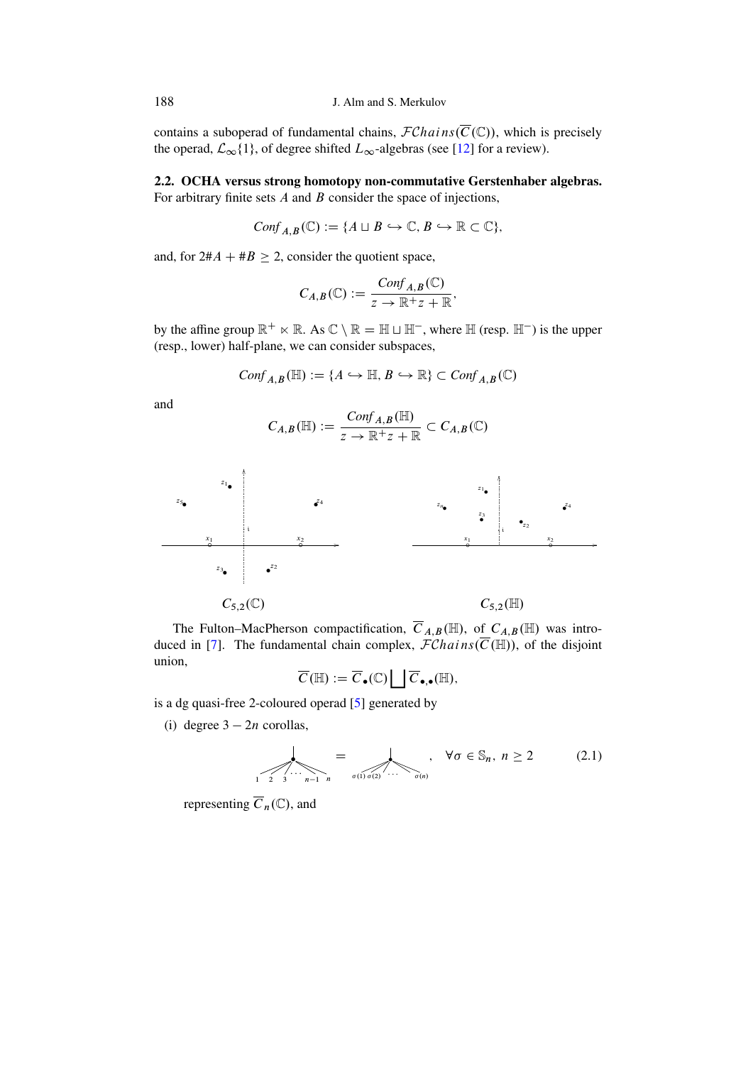contains a suboperad of fundamental chains, $\mathcal{FC}hains(\overline{C}(\mathbb{C}))$, which is precisely the operad, $\mathcal{L}_\infty\{1\}$, of degree shifted $L_\infty$-algebras (see [12] for a review).

**2.2. OCHA versus strong homotopy non-commutative Gerstenhaber algebras.** For arbitrary finite sets $A$ and $B$ consider the space of injections,

$$Conf_{A,B}(\mathbb{C}) := \{A \sqcup B \hookrightarrow \mathbb{C}, B \hookrightarrow \mathbb{R} \subset \mathbb{C}\},$$

and, for $2\#A + \#B \geq 2$, consider the quotient space,

$$C_{A,B}(\mathbb{C}) := \frac{Conf_{A,B}(\mathbb{C})}{z \to \mathbb{R}^+ z + \mathbb{R}},$$

by the affine group $\mathbb{R}^+ \ltimes \mathbb{R}$. As $\mathbb{C} \setminus \mathbb{R} = \mathbb{H} \sqcup \mathbb{H}^-$, where $\mathbb{H}$ (resp. $\mathbb{H}^-$) is the upper (resp., lower) half-plane, we can consider subspaces,

$$Conf_{A,B}(\mathbb{H}) := \{A \hookrightarrow \mathbb{H}, B \hookrightarrow \mathbb{R}\} \subset Conf_{A,B}(\mathbb{C})$$

and

$$C_{A,B}(\mathbb{H}) := \frac{Conf_{A,B}(\mathbb{H})}{z \to \mathbb{R}^+ z + \mathbb{R}} \subset C_{A,B}(\mathbb{C})$$

$C_{5,2}(\mathbb{C})$ $\qquad\qquad\qquad$ $C_{5,2}(\mathbb{H})$

The Fulton–MacPherson compactification, $\overline{C}_{A,B}(\mathbb{H})$, of $C_{A,B}(\mathbb{H})$ was introduced in [7]. The fundamental chain complex, $\mathcal{FC}hains(\overline{C}(\mathbb{H}))$, of the disjoint union,

$$\overline{C}(\mathbb{H}) := \overline{C}_\bullet(\mathbb{C}) \bigsqcup \overline{C}_{\bullet,\bullet}(\mathbb{H}),$$

is a dg quasi-free 2-coloured operad [5] generated by

(i) degree $3 - 2n$ corollas,

$$\text{(corolla with leaves } 1, 2, 3, \ldots, n-1, n) = \text{(corolla with leaves } \sigma(1), \sigma(2), \ldots, \sigma(n)), \quad \forall \sigma \in \mathbb{S}_n,\ n \geq 2 \qquad (2.1)$$

representing $\overline{C}_n(\mathbb{C})$, and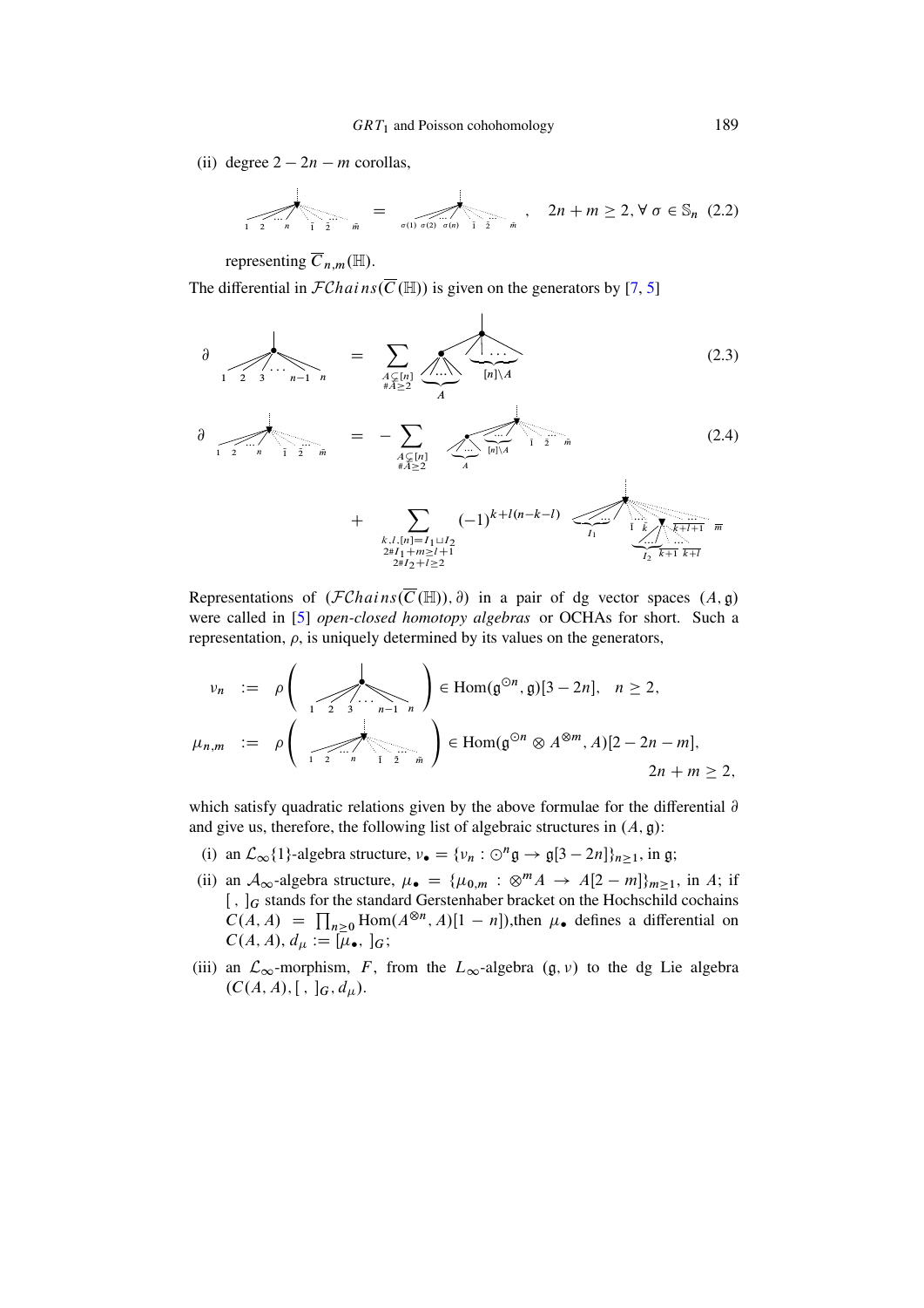(ii) degree $2-2n-m$ corollas,

$$\text{[corolla with inputs } 1, 2, \ldots, n, \bar{1}, \bar{2}, \ldots, \bar{m}] = \text{[corolla with inputs } \sigma(1), \sigma(2), \ldots, \sigma(n), \bar{1}, \bar{2}, \ldots, \bar{m}], \quad 2n+m \geq 2, \forall\, \sigma \in \mathbb{S}_n \quad (2.2)$$

representing $\overline{C}_{n,m}(\mathbb{H})$.

The differential in $\mathcal{FC}hains(\overline{C}(\mathbb{H}))$ is given on the generators by [7, 5]

$$\partial \; \text{[corolla with inputs } 1, 2, 3, \ldots, n-1, n] = \sum_{\substack{A \subsetneq [n] \\ \# A \geq 2}} \text{[two-vertex tree: inner vertex with inputs } A, \text{ root vertex with inputs } [n]\setminus A] \quad (2.3)$$

$$\begin{aligned}\partial \; \text{[corolla with inputs } 1, 2, \ldots, n, \bar{1}, \bar{2}, \ldots, \bar{m}] = &- \sum_{\substack{A \subsetneq [n] \\ \# A \geq 2}} \text{[tree: inner vertex with inputs } A, \text{ root vertex with inputs } [n]\setminus A, \bar{1}, \bar{2}, \ldots, \bar{m}] \quad (2.4)\\ &+ \sum_{\substack{k,l,[n]=I_1 \sqcup I_2 \\ 2\# I_1+m \geq l+1 \\ 2\# I_2+l \geq 2}} (-1)^{k+l(n-k-l)} \text{[tree: root vertex with inputs } I_1, \bar{1}, \ldots, \bar{k}, \overline{k+l+1}, \ldots, \bar{m}; \text{ inner vertex with inputs } I_2, \overline{k+1}, \ldots, \overline{k+l}]\end{aligned}$$

Representations of $(\mathcal{FC}hains(\overline{C}(\mathbb{H})), \partial)$ in a pair of dg vector spaces $(A, \mathfrak{g})$ were called in [5] *open-closed homotopy algebras* or OCHAs for short. Such a representation, $\rho$, is uniquely determined by its values on the generators,

$$\nu_n := \rho\left(\text{[corolla with inputs } 1, 2, 3, \ldots, n-1, n]\right) \in \mathrm{Hom}(\mathfrak{g}^{\odot n}, \mathfrak{g})[3-2n], \quad n \geq 2,$$

$$\mu_{n,m} := \rho\left(\text{[corolla with inputs } 1, 2, \ldots, n, \bar{1}, \bar{2}, \ldots, \bar{m}]\right) \in \mathrm{Hom}(\mathfrak{g}^{\odot n} \otimes A^{\otimes m}, A)[2-2n-m], \quad 2n+m \geq 2,$$

which satisfy quadratic relations given by the above formulae for the differential $\partial$ and give us, therefore, the following list of algebraic structures in $(A, \mathfrak{g})$:

(i) an $\mathcal{L}_\infty\{1\}$-algebra structure, $\nu_\bullet = \{\nu_n : \odot^n \mathfrak{g} \to \mathfrak{g}[3-2n]\}_{n \geq 1}$, in $\mathfrak{g}$;

(ii) an $\mathcal{A}_\infty$-algebra structure, $\mu_\bullet = \{\mu_{0,m} : \otimes^m A \to A[2-m]\}_{m \geq 1}$, in $A$; if $[\,,\,]_G$ stands for the standard Gerstenhaber bracket on the Hochschild cochains $C(A, A) = \prod_{n \geq 0} \mathrm{Hom}(A^{\otimes n}, A)[1-n]$),then $\mu_\bullet$ defines a differential on $C(A, A)$, $d_\mu := [\mu_\bullet, \,]_G$;

(iii) an $\mathcal{L}_\infty$-morphism, $F$, from the $L_\infty$-algebra $(\mathfrak{g}, \nu)$ to the dg Lie algebra $(C(A, A), [\,,\,]_G, d_\mu)$.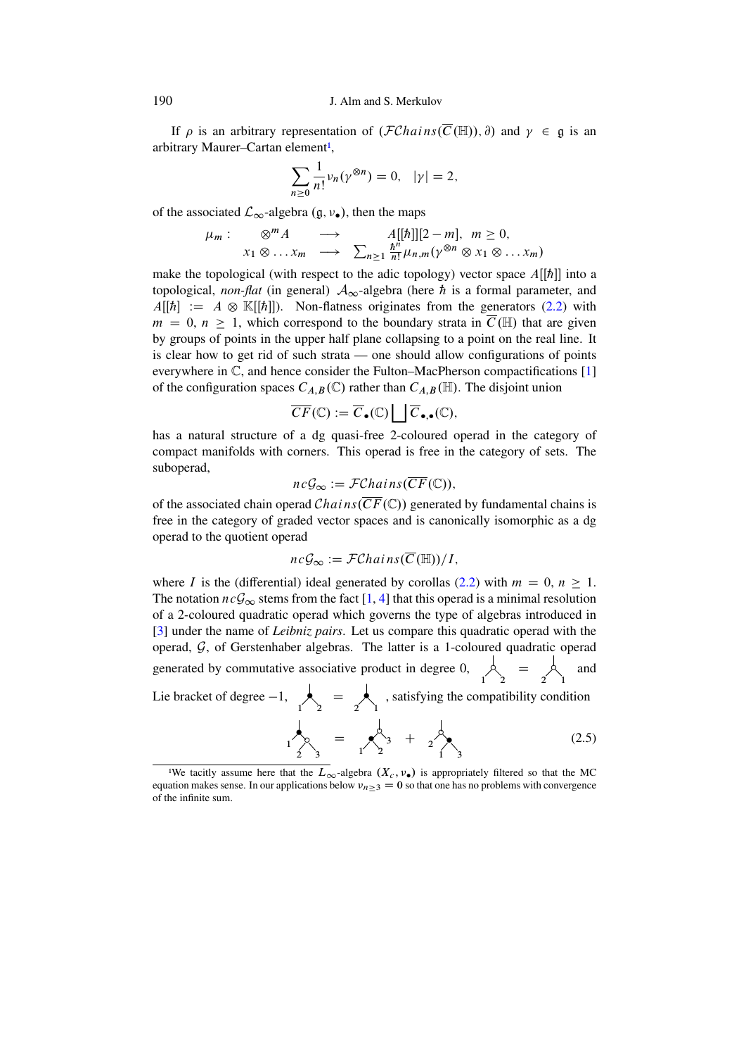If $\rho$ is an arbitrary representation of $(\mathcal{F}\mathcal{C}hains(\overline{C}(\mathbb{H})), \partial)$ and $\gamma \in \mathfrak{g}$ is an arbitrary Maurer–Cartan element[1],

$$\sum_{n\geq 0} \frac{1}{n!} \nu_n(\gamma^{\otimes n}) = 0, \quad |\gamma| = 2,$$

of the associated $\mathcal{L}_\infty$-algebra $(\mathfrak{g}, \nu_\bullet)$, then the maps

$$\begin{array}{rccc} \mu_m : & \otimes^m A & \longrightarrow & A[[\hbar]][2-m], \quad m \geq 0, \\ & x_1 \otimes \ldots x_m & \longrightarrow & \sum_{n\geq 1} \frac{\hbar^n}{n!} \mu_{n,m}(\gamma^{\otimes n} \otimes x_1 \otimes \ldots x_m) \end{array}$$

make the topological (with respect to the adic topology) vector space $A[[\hbar]]$ into a topological, *non-flat* (in general) $\mathcal{A}_\infty$-algebra (here $\hbar$ is a formal parameter, and $A[[\hbar]] := A \otimes \mathbb{K}[[\hbar]]$). Non-flatness originates from the generators (2.2) with $m = 0$, $n \geq 1$, which correspond to the boundary strata in $\overline{C}(\mathbb{H})$ that are given by groups of points in the upper half plane collapsing to a point on the real line. It is clear how to get rid of such strata — one should allow configurations of points everywhere in $\mathbb{C}$, and hence consider the Fulton–MacPherson compactifications [1] of the configuration spaces $C_{A,B}(\mathbb{C})$ rather than $C_{A,B}(\mathbb{H})$. The disjoint union

$$\overline{CF}(\mathbb{C}) := \overline{C}_\bullet(\mathbb{C}) \bigsqcup \overline{C}_{\bullet,\bullet}(\mathbb{C}),$$

has a natural structure of a dg quasi-free 2-coloured operad in the category of compact manifolds with corners. This operad is free in the category of sets. The suboperad,

$$nc\mathcal{G}_\infty := \mathcal{F}\mathcal{C}hains(\overline{CF}(\mathbb{C})),$$

of the associated chain operad $\mathcal{C}hains(\overline{CF}(\mathbb{C}))$ generated by fundamental chains is free in the category of graded vector spaces and is canonically isomorphic as a dg operad to the quotient operad

$$nc\mathcal{G}_\infty := \mathcal{F}\mathcal{C}hains(\overline{C}(\mathbb{H}))/I,$$

where $I$ is the (differential) ideal generated by corollas (2.2) with $m = 0$, $n \geq 1$. The notation $nc\mathcal{G}_\infty$ stems from the fact [1, 4] that this operad is a minimal resolution of a 2-coloured quadratic operad which governs the type of algebras introduced in [3] under the name of *Leibniz pairs*. Let us compare this quadratic operad with the operad, $\mathcal{G}$, of Gerstenhaber algebras. The latter is a 1-coloured quadratic operad generated by commutative associative product in degree 0, (white vertex with inputs 1, 2) = (white vertex with inputs 2, 1) and Lie bracket of degree $-1$, (black vertex with inputs 1, 2) = (black vertex with inputs 2, 1), satisfying the compatibility condition

$$\text{(tree: black vertex with input 1 and white vertex with inputs 2, 3)} = \text{(tree: white vertex with black vertex on inputs 1, 2 and input 3)} + \text{(tree: white vertex with input 2 and black vertex on inputs 1, 3)} \qquad (2.5)$$

[1] We tacitly assume here that the $L_\infty$-algebra $(X_c, \nu_\bullet)$ is appropriately filtered so that the MC equation makes sense. In our applications below $\nu_{n\geq 3} = 0$ so that one has no problems with convergence of the infinite sum.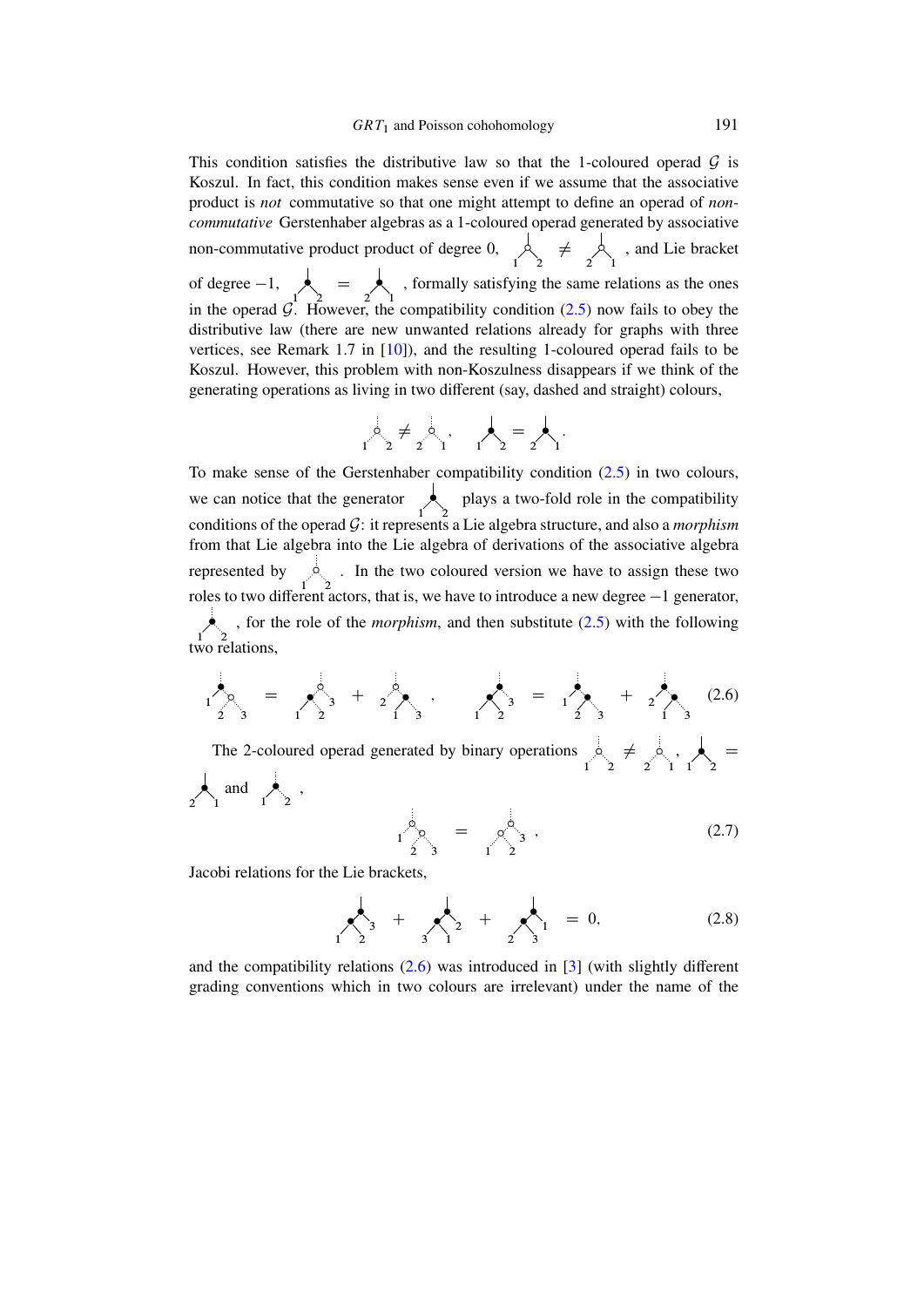This condition satisfies the distributive law so that the 1-coloured operad $\mathcal{G}$ is Koszul. In fact, this condition makes sense even if we assume that the associative product is *not* commutative so that one might attempt to define an operad of *non-commutative* Gerstenhaber algebras as a 1-coloured operad generated by associative non-commutative product product of degree 0, [graph] $\neq$ [graph], and Lie bracket of degree $-1$, [graph] $=$ [graph], formally satisfying the same relations as the ones in the operad $\mathcal{G}$. However, the compatibility condition (2.5) now fails to obey the distributive law (there are new unwanted relations already for graphs with three vertices, see Remark 1.7 in [10]), and the resulting 1-coloured operad fails to be Koszul. However, this problem with non-Koszulness disappears if we think of the generating operations as living in two different (say, dashed and straight) colours,

$$[\text{graph}] \neq [\text{graph}], \quad [\text{graph}] = [\text{graph}].$$

To make sense of the Gerstenhaber compatibility condition (2.5) in two colours, we can notice that the generator [graph] plays a two-fold role in the compatibility conditions of the operad $\mathcal{G}$: it represents a Lie algebra structure, and also a *morphism* from that Lie algebra into the Lie algebra of derivations of the associative algebra represented by [graph]. In the two coloured version we have to assign these two roles to two different actors, that is, we have to introduce a new degree $-1$ generator, [graph], for the role of the *morphism*, and then substitute (2.5) with the following two relations,

$$[\text{graph}] = [\text{graph}] + [\text{graph}], \qquad [\text{graph}] = [\text{graph}] + [\text{graph}] \tag{2.6}$$

The 2-coloured operad generated by binary operations [graph] $\neq$ [graph], [graph] $=$ [graph] and [graph],

$$[\text{graph}] = [\text{graph}], \tag{2.7}$$

Jacobi relations for the Lie brackets,

$$[\text{graph}] + [\text{graph}] + [\text{graph}] = 0, \tag{2.8}$$

and the compatibility relations (2.6) was introduced in [3] (with slightly different grading conventions which in two colours are irrelevant) under the name of the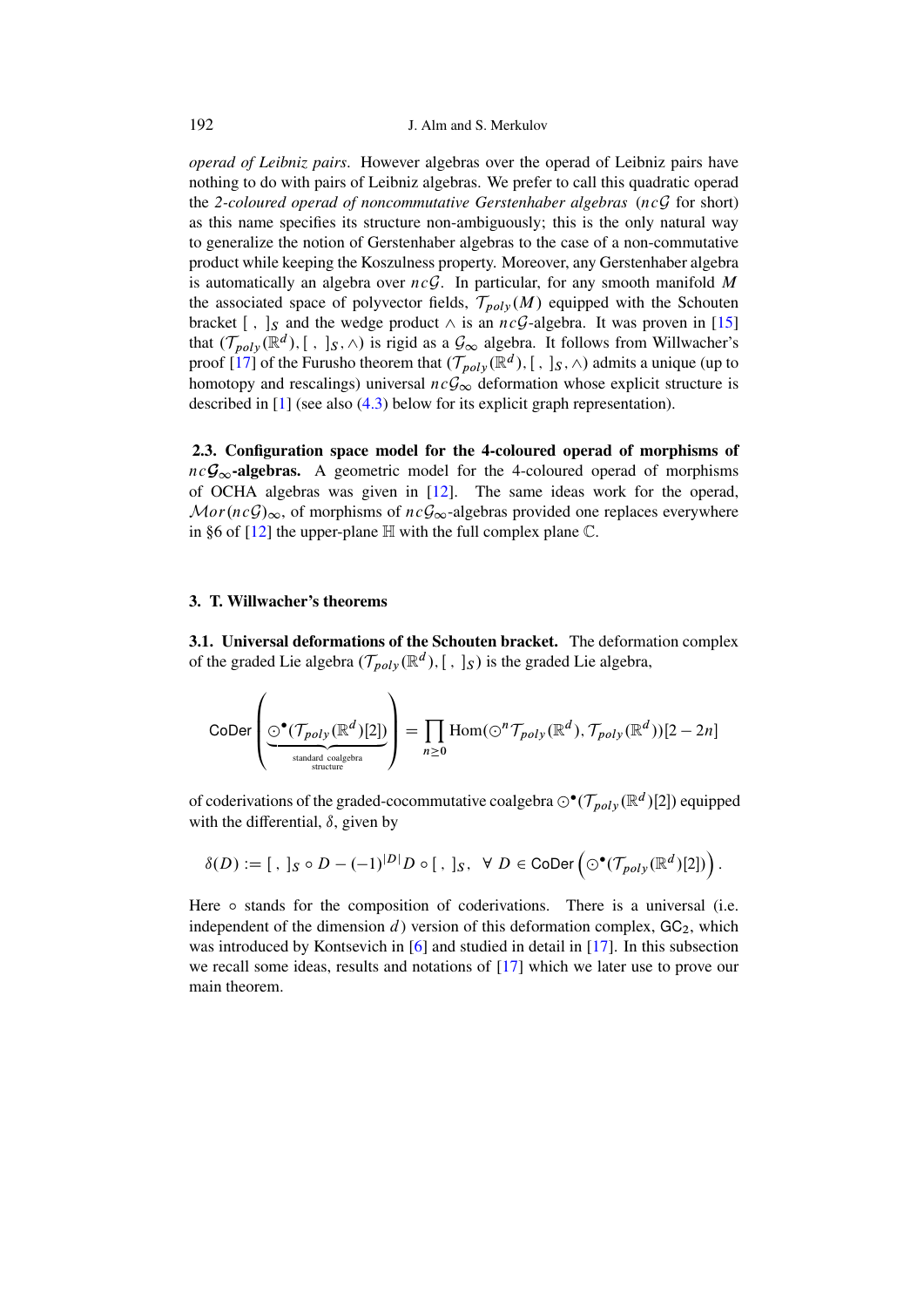*operad of Leibniz pairs*. However algebras over the operad of Leibniz pairs have nothing to do with pairs of Leibniz algebras. We prefer to call this quadratic operad the *2-coloured operad of noncommutative Gerstenhaber algebras* ($nc\mathcal{G}$ for short) as this name specifies its structure non-ambiguously; this is the only natural way to generalize the notion of Gerstenhaber algebras to the case of a non-commutative product while keeping the Koszulness property. Moreover, any Gerstenhaber algebra is automatically an algebra over $nc\mathcal{G}$. In particular, for any smooth manifold $M$ the associated space of polyvector fields, $\mathcal{T}_{poly}(M)$ equipped with the Schouten bracket $[\ ,\ ]_S$ and the wedge product $\wedge$ is an $nc\mathcal{G}$-algebra. It was proven in [15] that $(\mathcal{T}_{poly}(\mathbb{R}^d), [\ ,\ ]_S, \wedge)$ is rigid as a $\mathcal{G}_\infty$ algebra. It follows from Willwacher's proof [17] of the Furusho theorem that $(\mathcal{T}_{poly}(\mathbb{R}^d), [\ ,\ ]_S, \wedge)$ admits a unique (up to homotopy and rescalings) universal $nc\mathcal{G}_\infty$ deformation whose explicit structure is described in [1] (see also (4.3) below for its explicit graph representation).

**2.3. Configuration space model for the 4-coloured operad of morphisms of $nc\mathcal{G}_\infty$-algebras.** A geometric model for the 4-coloured operad of morphisms of OCHA algebras was given in [12]. The same ideas work for the operad, $\mathcal{M}or(nc\mathcal{G})_\infty$, of morphisms of $nc\mathcal{G}_\infty$-algebras provided one replaces everywhere in §6 of [12] the upper-plane $\mathbb{H}$ with the full complex plane $\mathbb{C}$.

## 3. T. Willwacher's theorems

**3.1. Universal deformations of the Schouten bracket.** The deformation complex of the graded Lie algebra $(\mathcal{T}_{poly}(\mathbb{R}^d), [\ ,\ ]_S)$ is the graded Lie algebra,

$$\mathsf{CoDer}\left(\underbrace{\odot^\bullet(\mathcal{T}_{poly}(\mathbb{R}^d)[2])}_{\text{standard coalgebra structure}}\right) = \prod_{n\geq 0} \mathrm{Hom}(\odot^n \mathcal{T}_{poly}(\mathbb{R}^d), \mathcal{T}_{poly}(\mathbb{R}^d))[2-2n]$$

of coderivations of the graded-cocommutative coalgebra $\odot^\bullet(\mathcal{T}_{poly}(\mathbb{R}^d)[2])$ equipped with the differential, $\delta$, given by

$$\delta(D) := [\ ,\ ]_S \circ D - (-1)^{|D|} D \circ [\ ,\ ]_S, \quad \forall\ D \in \mathsf{CoDer}\left(\odot^\bullet(\mathcal{T}_{poly}(\mathbb{R}^d)[2])\right).$$

Here $\circ$ stands for the composition of coderivations. There is a universal (i.e. independent of the dimension $d$) version of this deformation complex, $\mathsf{GC}_2$, which was introduced by Kontsevich in [6] and studied in detail in [17]. In this subsection we recall some ideas, results and notations of [17] which we later use to prove our main theorem.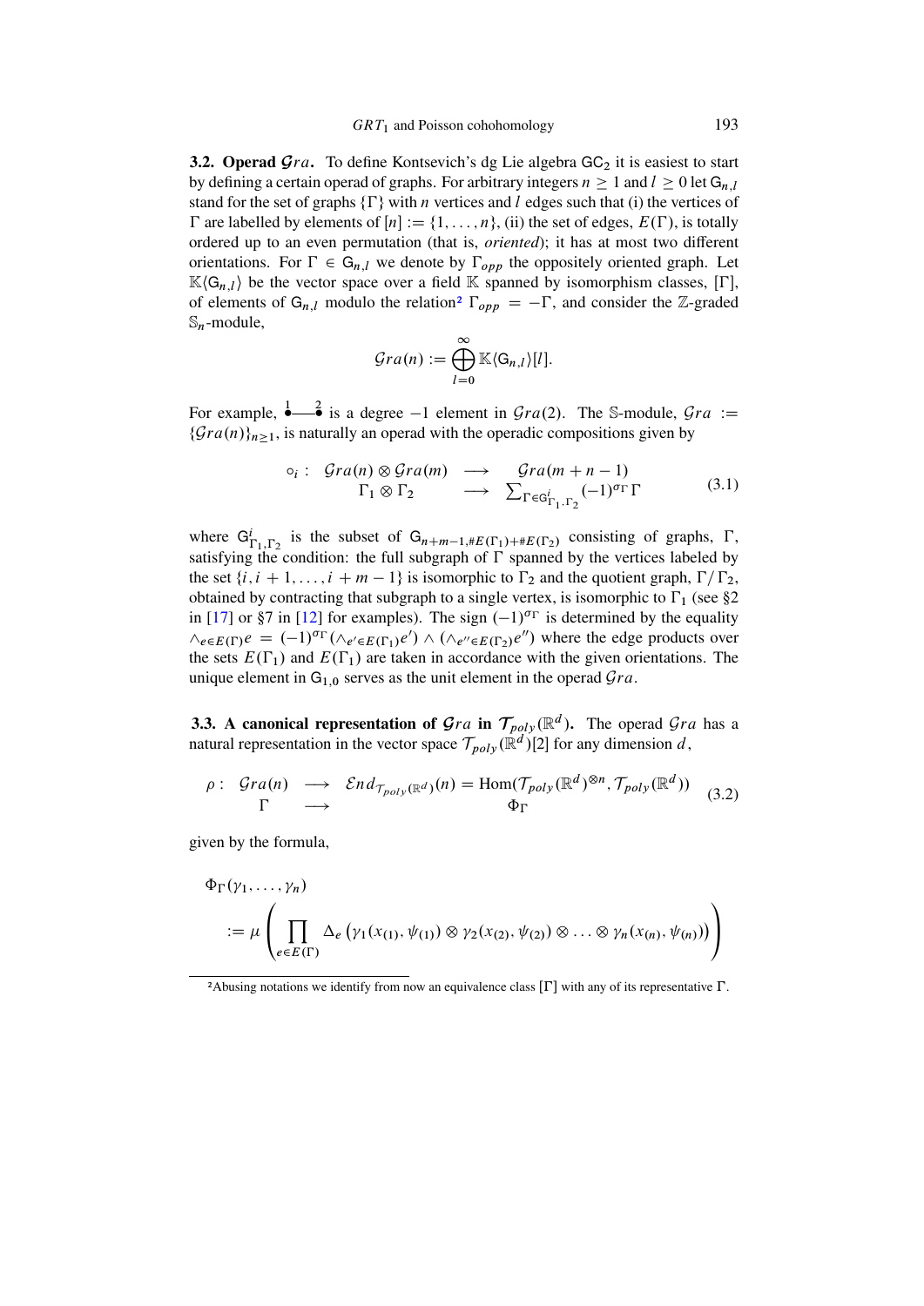**3.2. Operad $\mathcal{G}ra$.** To define Kontsevich's dg Lie algebra $\mathsf{GC}_2$ it is easiest to start by defining a certain operad of graphs. For arbitrary integers $n \geq 1$ and $l \geq 0$ let $\mathsf{G}_{n,l}$ stand for the set of graphs $\{\Gamma\}$ with $n$ vertices and $l$ edges such that (i) the vertices of $\Gamma$ are labelled by elements of $[n] := \{1, \ldots, n\}$, (ii) the set of edges, $E(\Gamma)$, is totally ordered up to an even permutation (that is, *oriented*); it has at most two different orientations. For $\Gamma \in \mathsf{G}_{n,l}$ we denote by $\Gamma_{opp}$ the oppositely oriented graph. Let $\mathbb{K}\langle \mathsf{G}_{n,l}\rangle$ be the vector space over a field $\mathbb{K}$ spanned by isomorphism classes, $[\Gamma]$, of elements of $\mathsf{G}_{n,l}$ modulo the relation[2] $\Gamma_{opp} = -\Gamma$, and consider the $\mathbb{Z}$-graded $\mathbb{S}_n$-module,

$$\mathcal{G}ra(n) := \bigoplus_{l=0}^{\infty} \mathbb{K}\langle \mathsf{G}_{n,l}\rangle[l].$$

For example, $\overset{1}{\bullet}\!\!-\!\!\!-\!\!\overset{2}{\bullet}$ is a degree $-1$ element in $\mathcal{G}ra(2)$. The $\mathbb{S}$-module, $\mathcal{G}ra := \{\mathcal{G}ra(n)\}_{n\geq 1}$, is naturally an operad with the operadic compositions given by

$$\begin{array}{rccc} \circ_i : & \mathcal{G}ra(n) \otimes \mathcal{G}ra(m) & \longrightarrow & \mathcal{G}ra(m+n-1) \\ & \Gamma_1 \otimes \Gamma_2 & \longrightarrow & \sum_{\Gamma \in \mathsf{G}^i_{\Gamma_1,\Gamma_2}} (-1)^{\sigma_\Gamma} \Gamma \end{array} \tag{3.1}$$

where $\mathsf{G}^i_{\Gamma_1,\Gamma_2}$ is the subset of $\mathsf{G}_{n+m-1,\#E(\Gamma_1)+\#E(\Gamma_2)}$ consisting of graphs, $\Gamma$, satisfying the condition: the full subgraph of $\Gamma$ spanned by the vertices labeled by the set $\{i, i+1, \ldots, i+m-1\}$ is isomorphic to $\Gamma_2$ and the quotient graph, $\Gamma/\Gamma_2$, obtained by contracting that subgraph to a single vertex, is isomorphic to $\Gamma_1$ (see §2 in [17] or §7 in [12] for examples). The sign $(-1)^{\sigma_\Gamma}$ is determined by the equality $\wedge_{e\in E(\Gamma)} e = (-1)^{\sigma_\Gamma} (\wedge_{e'\in E(\Gamma_1)} e') \wedge (\wedge_{e''\in E(\Gamma_2)} e'')$ where the edge products over the sets $E(\Gamma_1)$ and $E(\Gamma_1)$ are taken in accordance with the given orientations. The unique element in $\mathsf{G}_{1,0}$ serves as the unit element in the operad $\mathcal{G}ra$.

**3.3. A canonical representation of $\mathcal{G}ra$ in $\mathcal{T}_{poly}(\mathbb{R}^d)$.** The operad $\mathcal{G}ra$ has a natural representation in the vector space $\mathcal{T}_{poly}(\mathbb{R}^d)[2]$ for any dimension $d$,

$$\begin{array}{rccc} \rho : & \mathcal{G}ra(n) & \longrightarrow & \mathcal{E}nd_{\mathcal{T}_{poly}(\mathbb{R}^d)}(n) = \mathrm{Hom}(\mathcal{T}_{poly}(\mathbb{R}^d)^{\otimes n}, \mathcal{T}_{poly}(\mathbb{R}^d)) \\ & \Gamma & \longrightarrow & \Phi_\Gamma \end{array} \tag{3.2}$$

given by the formula,

$$\Phi_\Gamma(\gamma_1, \ldots, \gamma_n) := \mu\left( \prod_{e\in E(\Gamma)} \Delta_e \left( \gamma_1(x_{(1)}, \psi_{(1)}) \otimes \gamma_2(x_{(2)}, \psi_{(2)}) \otimes \ldots \otimes \gamma_n(x_{(n)}, \psi_{(n)}) \right) \right)$$

[2] Abusing notations we identify from now an equivalence class $[\Gamma]$ with any of its representative $\Gamma$.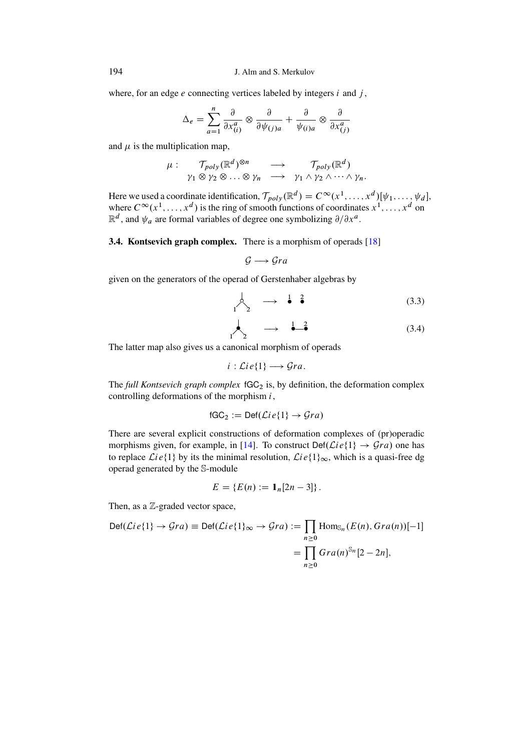where, for an edge $e$ connecting vertices labeled by integers $i$ and $j$,

$$\Delta_e = \sum_{a=1}^{n} \frac{\partial}{\partial x^a_{(i)}} \otimes \frac{\partial}{\partial \psi_{(j)a}} + \frac{\partial}{\psi_{(i)a}} \otimes \frac{\partial}{\partial x^a_{(j)}}$$

and $\mu$ is the multiplication map,

$$\begin{array}{cccc} \mu : & \mathcal{T}_{poly}(\mathbb{R}^d)^{\otimes n} & \longrightarrow & \mathcal{T}_{poly}(\mathbb{R}^d) \\ & \gamma_1 \otimes \gamma_2 \otimes \ldots \otimes \gamma_n & \longrightarrow & \gamma_1 \wedge \gamma_2 \wedge \cdots \wedge \gamma_n. \end{array}$$

Here we used a coordinate identification, $\mathcal{T}_{poly}(\mathbb{R}^d) = C^\infty(x^1, \ldots, x^d)[\psi_1, \ldots, \psi_d]$, where $C^\infty(x^1, \ldots, x^d)$ is the ring of smooth functions of coordinates $x^1, \ldots, x^d$ on $\mathbb{R}^d$, and $\psi_a$ are formal variables of degree one symbolizing $\partial/\partial x^a$.

**3.4. Kontsevich graph complex.** There is a morphism of operads [18]

$$\mathcal{G} \longrightarrow \mathcal{G}ra$$

given on the generators of the operad of Gerstenhaber algebras by

$$\text{(corolla with white vertex, legs 1, 2)} \longrightarrow \overset{1}{\bullet} \quad \overset{2}{\bullet} \tag{3.3}$$

$$\text{(corolla with black vertex, legs 1, 2)} \longrightarrow \overset{1}{\bullet}\!\!-\!\!\overset{2}{\bullet} \tag{3.4}$$

The latter map also gives us a canonical morphism of operads

$$i : \mathcal{L}ie\{1\} \longrightarrow \mathcal{G}ra.$$

The *full Kontsevich graph complex* $\mathsf{fGC}_2$ is, by definition, the deformation complex controlling deformations of the morphism $i$,

$$\mathsf{fGC}_2 := \mathsf{Def}(\mathcal{L}ie\{1\} \to \mathcal{G}ra)$$

There are several explicit constructions of deformation complexes of (pr)operadic morphisms given, for example, in [14]. To construct $\mathsf{Def}(\mathcal{L}ie\{1\} \to \mathcal{G}ra)$ one has to replace $\mathcal{L}ie\{1\}$ by its the minimal resolution, $\mathcal{L}ie\{1\}_\infty$, which is a quasi-free dg operad generated by the $\mathbb{S}$-module

$$E = \{E(n) := \mathbb{1}_n[2n-3]\}.$$

Then, as a $\mathbb{Z}$-graded vector space,

$$\begin{aligned} \mathsf{Def}(\mathcal{L}ie\{1\} \to \mathcal{G}ra) \equiv \mathsf{Def}(\mathcal{L}ie\{1\}_\infty \to \mathcal{G}ra) &:= \prod_{n \geq 0} \mathrm{Hom}_{\mathbb{S}_n}(E(n), \mathcal{G}ra(n))[-1] \\ &= \prod_{n \geq 0} \mathcal{G}ra(n)^{\mathbb{S}_n}[2-2n], \end{aligned}$$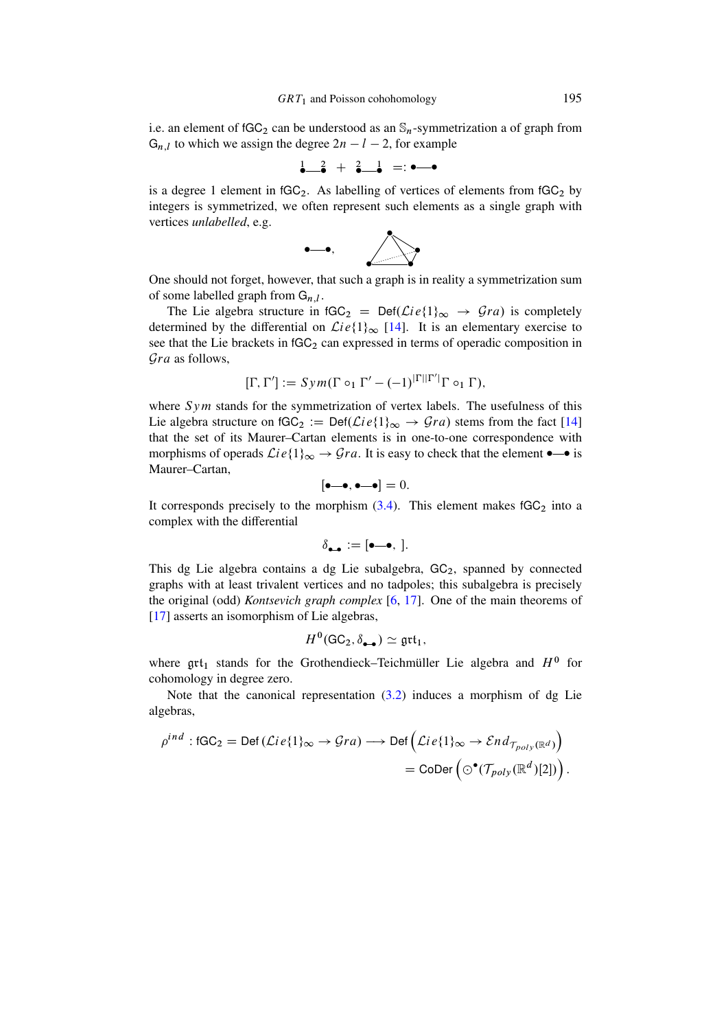i.e. an element of $\mathsf{fGC}_2$ can be understood as an $\mathbb{S}_n$-symmetrization a of graph from $\mathsf{G}_{n,l}$ to which we assign the degree $2n-l-2$, for example

$$\overset{1}{\bullet}\!\!-\!\!\overset{2}{\bullet} \; + \; \overset{2}{\bullet}\!\!-\!\!\overset{1}{\bullet} \; =: \bullet\!\!-\!\!\bullet$$

is a degree 1 element in $\mathsf{fGC}_2$. As labelling of vertices of elements from $\mathsf{fGC}_2$ by integers is symmetrized, we often represent such elements as a single graph with vertices *unlabelled*, e.g.

$$\bullet\!\!-\!\!\bullet,$$

One should not forget, however, that such a graph is in reality a symmetrization sum of some labelled graph from $\mathsf{G}_{n,l}$.

The Lie algebra structure in $\mathsf{fGC}_2 = \mathsf{Def}(\mathcal{L}ie\{1\}_\infty \to \mathcal{G}ra)$ is completely determined by the differential on $\mathcal{L}ie\{1\}_\infty$ [14]. It is an elementary exercise to see that the Lie brackets in $\mathsf{fGC}_2$ can expressed in terms of operadic composition in $\mathcal{G}ra$ as follows,

$$[\Gamma, \Gamma'] := Sym(\Gamma \circ_1 \Gamma' - (-1)^{|\Gamma||\Gamma'|}\Gamma \circ_1 \Gamma),$$

where $Sym$ stands for the symmetrization of vertex labels. The usefulness of this Lie algebra structure on $\mathsf{fGC}_2 := \mathsf{Def}(\mathcal{L}ie\{1\}_\infty \to \mathcal{G}ra)$ stems from the fact [14] that the set of its Maurer–Cartan elements is in one-to-one correspondence with morphisms of operads $\mathcal{L}ie\{1\}_\infty \to \mathcal{G}ra$. It is easy to check that the element $\bullet\!\!-\!\!\bullet$ is Maurer–Cartan,

$$[\bullet\!\!-\!\!\bullet, \bullet\!\!-\!\!\bullet] = 0.$$

It corresponds precisely to the morphism (3.4). This element makes $\mathsf{fGC}_2$ into a complex with the differential

$$\delta_{\bullet\!-\!\bullet} := [\bullet\!\!-\!\!\bullet, \ ].$$

This dg Lie algebra contains a dg Lie subalgebra, $\mathsf{GC}_2$, spanned by connected graphs with at least trivalent vertices and no tadpoles; this subalgebra is precisely the original (odd) *Kontsevich graph complex* [6, 17]. One of the main theorems of [17] asserts an isomorphism of Lie algebras,

$$H^0(\mathsf{GC}_2, \delta_{\bullet\!-\!\bullet}) \simeq \mathfrak{grt}_1,$$

where $\mathfrak{grt}_1$ stands for the Grothendieck–Teichmüller Lie algebra and $H^0$ for cohomology in degree zero.

Note that the canonical representation (3.2) induces a morphism of dg Lie algebras,

$$\begin{aligned}\rho^{ind}: \mathsf{fGC}_2 = \mathsf{Def}(\mathcal{L}ie\{1\}_\infty \to \mathcal{G}ra) \longrightarrow \mathsf{Def}\left(\mathcal{L}ie\{1\}_\infty \to \mathcal{E}nd_{\mathcal{T}_{poly}(\mathbb{R}^d)}\right) \\ = \mathsf{CoDer}\left(\odot^\bullet(\mathcal{T}_{poly}(\mathbb{R}^d)[2])\right).\end{aligned}$$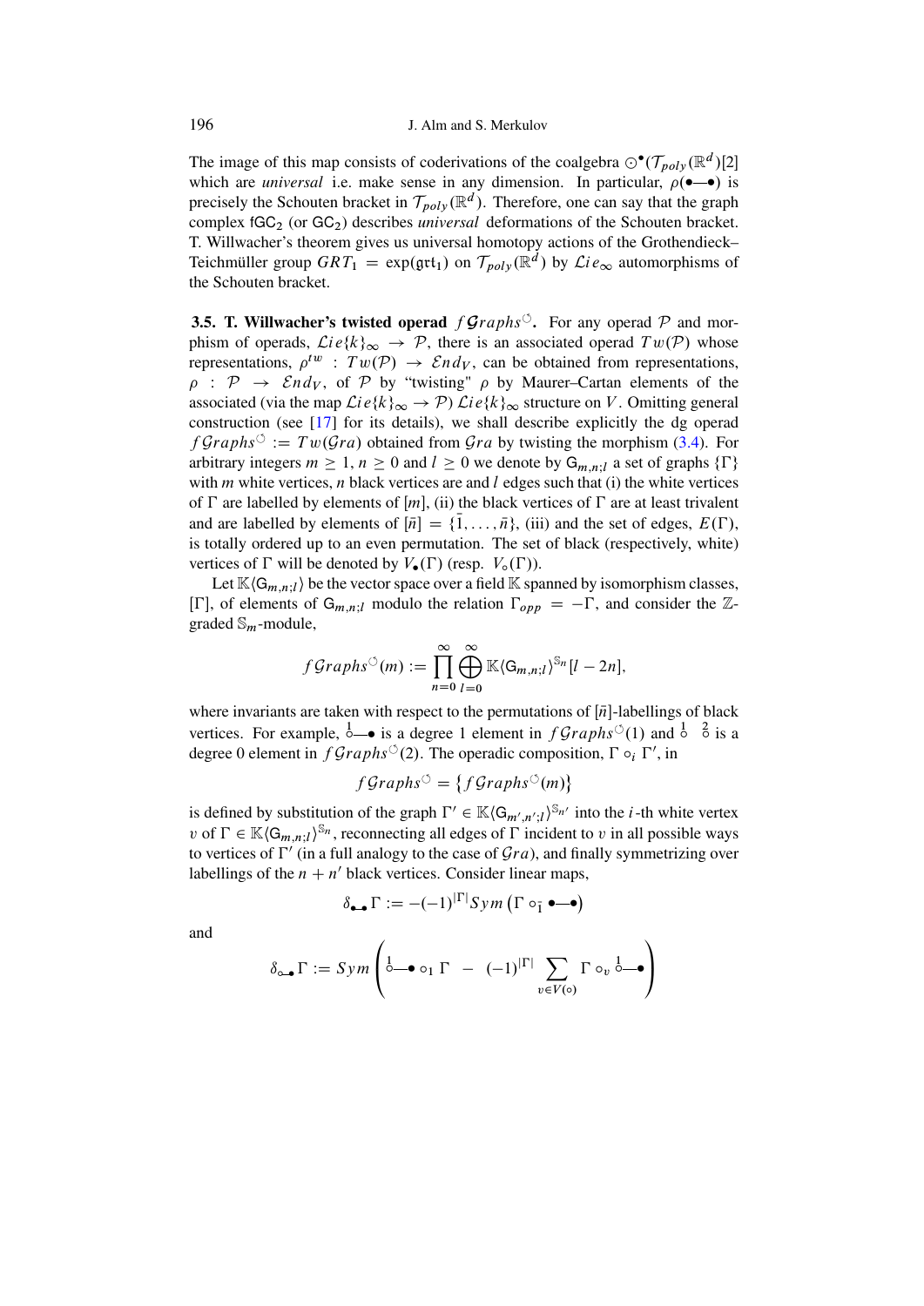The image of this map consists of coderivations of the coalgebra $\odot^\bullet(\mathcal{T}_{poly}(\mathbb{R}^d)[2]$ which are *universal* i.e. make sense in any dimension. In particular, $\rho(\bullet\!\!-\!\!\bullet)$ is precisely the Schouten bracket in $\mathcal{T}_{poly}(\mathbb{R}^d)$. Therefore, one can say that the graph complex $\mathsf{fGC}_2$ (or $\mathsf{GC}_2$) describes *universal* deformations of the Schouten bracket. T. Willwacher's theorem gives us universal homotopy actions of the Grothendieck–Teichmüller group $GRT_1 = \exp(\mathfrak{grt}_1)$ on $\mathcal{T}_{poly}(\mathbb{R}^d)$ by $\mathcal{L}ie_\infty$ automorphisms of the Schouten bracket.

**3.5. T. Willwacher's twisted operad** $f\mathcal{G}raphs^{\circlearrowleft}$**.** For any operad $\mathcal{P}$ and morphism of operads, $\mathcal{L}ie\{k\}_\infty \to \mathcal{P}$, there is an associated operad $Tw(\mathcal{P})$ whose representations, $\rho^{tw} : Tw(\mathcal{P}) \to \mathcal{E}nd_V$, can be obtained from representations, $\rho : \mathcal{P} \to \mathcal{E}nd_V$, of $\mathcal{P}$ by "twisting" $\rho$ by Maurer–Cartan elements of the associated (via the map $\mathcal{L}ie\{k\}_\infty \to \mathcal{P}$) $\mathcal{L}ie\{k\}_\infty$ structure on $V$. Omitting general construction (see [17] for its details), we shall describe explicitly the dg operad $f\mathcal{G}raphs^{\circlearrowleft} := Tw(\mathcal{G}ra)$ obtained from $\mathcal{G}ra$ by twisting the morphism (3.4). For arbitrary integers $m \geq 1$, $n \geq 0$ and $l \geq 0$ we denote by $\mathsf{G}_{m,n;l}$ a set of graphs $\{\Gamma\}$ with $m$ white vertices, $n$ black vertices are and $l$ edges such that (i) the white vertices of $\Gamma$ are labelled by elements of $[m]$, (ii) the black vertices of $\Gamma$ are at least trivalent and are labelled by elements of $[\bar{n}] = \{\bar{1}, \ldots, \bar{n}\}$, (iii) and the set of edges, $E(\Gamma)$, is totally ordered up to an even permutation. The set of black (respectively, white) vertices of $\Gamma$ will be denoted by $V_\bullet(\Gamma)$ (resp. $V_\circ(\Gamma)$).

Let $\mathbb{K}\langle \mathsf{G}_{m,n;l}\rangle$ be the vector space over a field $\mathbb{K}$ spanned by isomorphism classes, $[\Gamma]$, of elements of $\mathsf{G}_{m,n;l}$ modulo the relation $\Gamma_{opp} = -\Gamma$, and consider the $\mathbb{Z}$-graded $\mathbb{S}_m$-module,

$$
f\mathcal{G}raphs^{\circlearrowleft}(m) := \prod_{n=0}^{\infty} \bigoplus_{l=0}^{\infty} \mathbb{K}\langle \mathsf{G}_{m,n;l}\rangle^{\mathbb{S}_n}[l-2n],
$$

where invariants are taken with respect to the permutations of $[\bar{n}]$-labellings of black vertices. For example, $\overset{1}{\circ}\!\!-\!\!\bullet$ is a degree 1 element in $f\mathcal{G}raphs^{\circlearrowleft}(1)$ and $\overset{1}{\circ}\ \ \overset{2}{\circ}$ is a degree 0 element in $f\mathcal{G}raphs^{\circlearrowleft}(2)$. The operadic composition, $\Gamma \circ_i \Gamma'$, in

$$
f\mathcal{G}raphs^{\circlearrowleft} = \left\{ f\mathcal{G}raphs^{\circlearrowleft}(m) \right\}
$$

is defined by substitution of the graph $\Gamma' \in \mathbb{K}\langle \mathsf{G}_{m',n';l}\rangle^{\mathbb{S}_{n'}}$ into the $i$-th white vertex $v$ of $\Gamma \in \mathbb{K}\langle \mathsf{G}_{m,n;l}\rangle^{\mathbb{S}_n}$, reconnecting all edges of $\Gamma$ incident to $v$ in all possible ways to vertices of $\Gamma'$ (in a full analogy to the case of $\mathcal{G}ra$), and finally symmetrizing over labellings of the $n + n'$ black vertices. Consider linear maps,

$$
\delta_{\bullet\!-\!\bullet}\Gamma := -(-1)^{|\Gamma|} Sym\left(\Gamma \circ_{\bar{1}} \bullet\!\!-\!\!\bullet\right)
$$

and

$$
\delta_{\circ\!-\!\bullet}\Gamma := Sym\left( \overset{1}{\circ}\!\!-\!\!\bullet \circ_1 \Gamma \ - \ (-1)^{|\Gamma|} \sum_{v \in V(\circ)} \Gamma \circ_v \overset{1}{\circ}\!\!-\!\!\bullet \right)
$$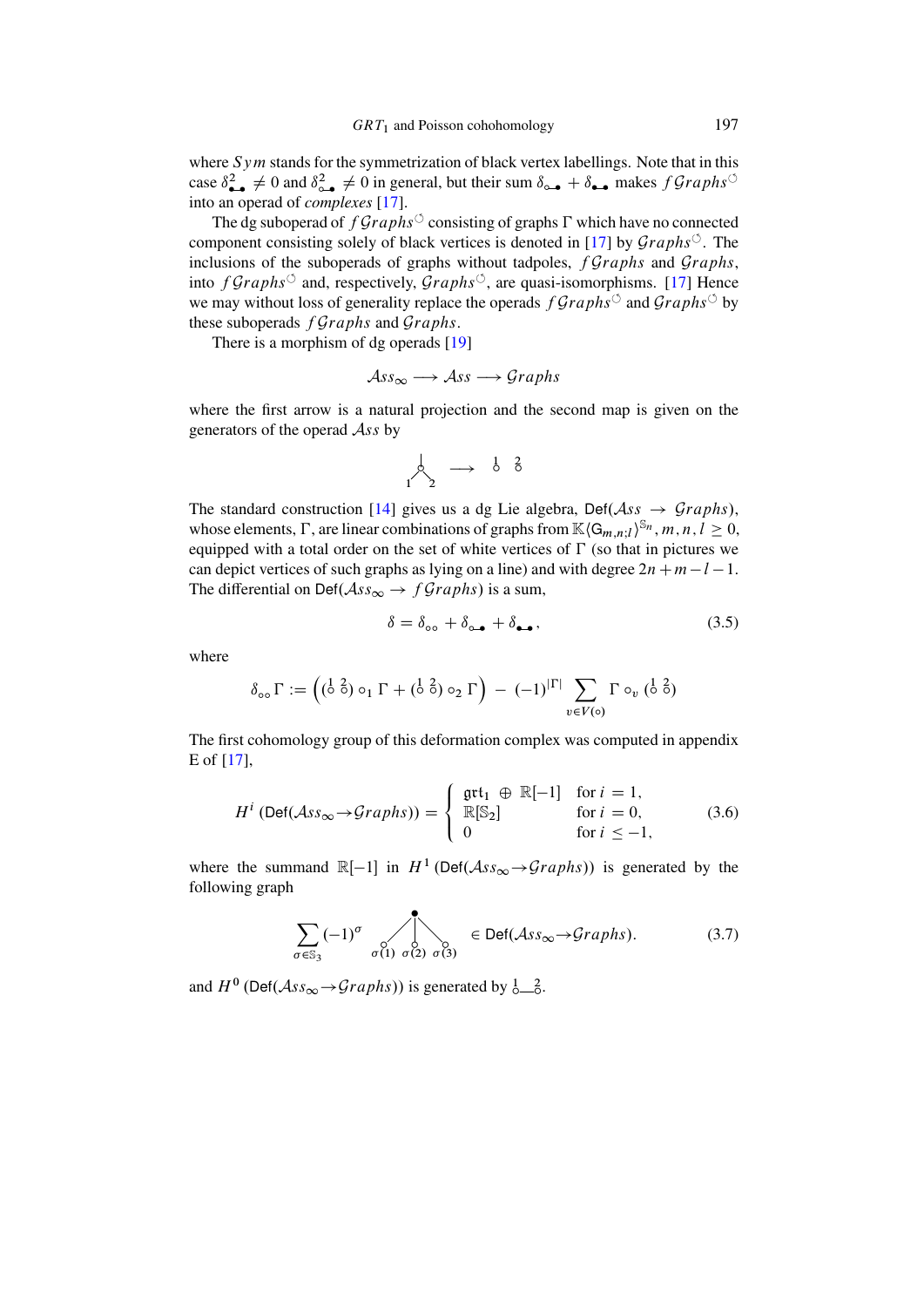where $Sym$ stands for the symmetrization of black vertex labellings. Note that in this case $\delta^2_{\bullet\!-\!\bullet} \neq 0$ and $\delta^2_{\circ\!-\!\bullet} \neq 0$ in general, but their sum $\delta_{\circ\!-\!\bullet} + \delta_{\bullet\!-\!\bullet}$ makes $f\mathcal{G}raphs^{\circlearrowleft}$ into an operad of *complexes* [17].

The dg suboperad of $f\mathcal{G}raphs^{\circlearrowleft}$ consisting of graphs $\Gamma$ which have no connected component consisting solely of black vertices is denoted in [17] by $\mathcal{G}raphs^{\circlearrowleft}$. The inclusions of the suboperads of graphs without tadpoles, $f\mathcal{G}raphs$ and $\mathcal{G}raphs$, into $f\mathcal{G}raphs^{\circlearrowleft}$ and, respectively, $\mathcal{G}raphs^{\circlearrowleft}$, are quasi-isomorphisms. [17] Hence we may without loss of generality replace the operads $f\mathcal{G}raphs^{\circlearrowleft}$ and $\mathcal{G}raphs^{\circlearrowleft}$ by these suboperads $f\mathcal{G}raphs$ and $\mathcal{G}raphs$.

There is a morphism of dg operads [19]

$$\mathcal{A}ss_\infty \longrightarrow \mathcal{A}ss \longrightarrow \mathcal{G}raphs$$

where the first arrow is a natural projection and the second map is given on the generators of the operad $\mathcal{A}ss$ by

$$\text{(binary corolla with leaves } 1, 2\text{)} \longrightarrow \overset{1}{\circ}\ \overset{2}{\circ}$$

The standard construction [14] gives us a dg Lie algebra, $\mathsf{Def}(\mathcal{A}ss \to \mathcal{G}raphs)$, whose elements, $\Gamma$, are linear combinations of graphs from $\mathbb{K}\langle \mathsf{G}_{m,n;l}\rangle^{\mathbb{S}_n}$, $m, n, l \geq 0$, equipped with a total order on the set of white vertices of $\Gamma$ (so that in pictures we can depict vertices of such graphs as lying on a line) and with degree $2n + m - l - 1$. The differential on $\mathsf{Def}(\mathcal{A}ss_\infty \to f\mathcal{G}raphs)$ is a sum,

$$\delta = \delta_{\circ\circ} + \delta_{\circ\!-\!\bullet} + \delta_{\bullet\!-\!\bullet}, \tag{3.5}$$

where

$$\delta_{\circ\circ}\Gamma := \left( (\overset{1}{\circ}\ \overset{2}{\circ}) \circ_1 \Gamma + (\overset{1}{\circ}\ \overset{2}{\circ}) \circ_2 \Gamma \right) - (-1)^{|\Gamma|} \sum_{v \in V(\circ)} \Gamma \circ_v (\overset{1}{\circ}\ \overset{2}{\circ})$$

The first cohomology group of this deformation complex was computed in appendix E of [17],

$$H^i\left(\mathsf{Def}(\mathcal{A}ss_\infty \to \mathcal{G}raphs)\right) = \begin{cases} \mathfrak{grt}_1 \oplus \mathbb{R}[-1] & \text{for } i = 1, \\ \mathbb{R}[\mathbb{S}_2] & \text{for } i = 0, \\ 0 & \text{for } i \leq -1, \end{cases} \tag{3.6}$$

where the summand $\mathbb{R}[-1]$ in $H^1\left(\mathsf{Def}(\mathcal{A}ss_\infty \to \mathcal{G}raphs)\right)$ is generated by the following graph

$$\sum_{\sigma \in \mathbb{S}_3} (-1)^\sigma \ \text{(black vertex joined by edges to white vertices } \sigma(1), \sigma(2), \sigma(3)\text{)} \in \mathsf{Def}(\mathcal{A}ss_\infty \to \mathcal{G}raphs). \tag{3.7}$$

and $H^0\left(\mathsf{Def}(\mathcal{A}ss_\infty \to \mathcal{G}raphs)\right)$ is generated by $\overset{1}{\circ}\!\!-\!\!\overset{2}{\circ}$.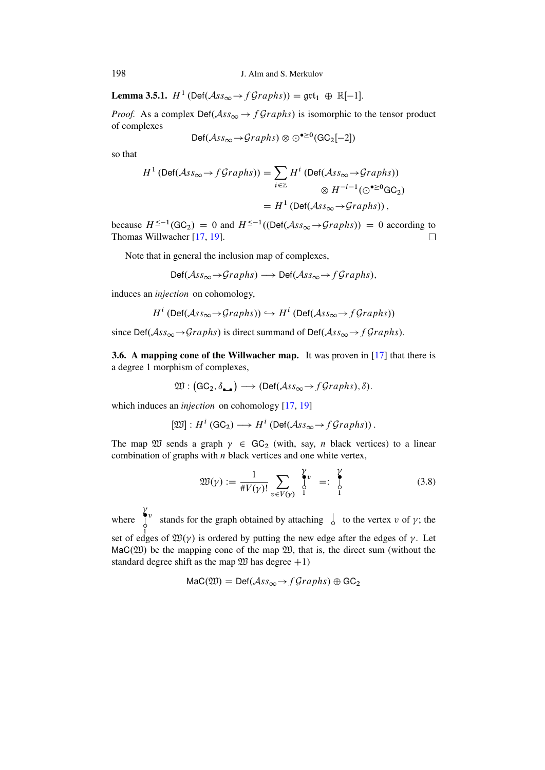**Lemma 3.5.1.** $H^1(\mathsf{Def}(\mathcal{A}ss_\infty \to f\mathcal{G}raphs)) = \mathfrak{grt}_1 \oplus \mathbb{R}[-1]$.

*Proof.* As a complex $\mathsf{Def}(\mathcal{A}ss_\infty \to f\mathcal{G}raphs)$ is isomorphic to the tensor product of complexes

$$\mathsf{Def}(\mathcal{A}ss_\infty \to \mathcal{G}raphs) \otimes \odot^{\bullet \geq 0}(\mathsf{GC}_2[-2])$$

so that

$$\begin{aligned} H^1(\mathsf{Def}(\mathcal{A}ss_\infty \to f\mathcal{G}raphs)) &= \sum_{i\in\mathbb{Z}} H^i(\mathsf{Def}(\mathcal{A}ss_\infty \to \mathcal{G}raphs)) \\ &\qquad \otimes H^{-i-1}(\odot^{\bullet\geq 0}\mathsf{GC}_2) \\ &= H^1(\mathsf{Def}(\mathcal{A}ss_\infty \to \mathcal{G}raphs)), \end{aligned}$$

because $H^{\leq -1}(\mathsf{GC}_2) = 0$ and $H^{\leq -1}((\mathsf{Def}(\mathcal{A}ss_\infty \to \mathcal{G}raphs)) = 0$ according to Thomas Willwacher [17, 19]. □

Note that in general the inclusion map of complexes,

$$\mathsf{Def}(\mathcal{A}ss_\infty \to \mathcal{G}raphs) \longrightarrow \mathsf{Def}(\mathcal{A}ss_\infty \to f\mathcal{G}raphs),$$

induces an *injection* on cohomology,

$$H^i(\mathsf{Def}(\mathcal{A}ss_\infty \to \mathcal{G}raphs)) \hookrightarrow H^i(\mathsf{Def}(\mathcal{A}ss_\infty \to f\mathcal{G}raphs))$$

since $\mathsf{Def}(\mathcal{A}ss_\infty \to \mathcal{G}raphs)$ is direct summand of $\mathsf{Def}(\mathcal{A}ss_\infty \to f\mathcal{G}raphs)$.

**3.6. A mapping cone of the Willwacher map.** It was proven in [17] that there is a degree 1 morphism of complexes,

$$\mathfrak{W} : (\mathsf{GC}_2, \delta_{\bullet\!-\!\bullet}) \longrightarrow (\mathsf{Def}(\mathcal{A}ss_\infty \to f\mathcal{G}raphs), \delta).$$

which induces an *injection* on cohomology [17, 19]

$$[\mathfrak{W}] : H^i(\mathsf{GC}_2) \longrightarrow H^i(\mathsf{Def}(\mathcal{A}ss_\infty \to f\mathcal{G}raphs)).$$

The map $\mathfrak{W}$ sends a graph $\gamma \in \mathsf{GC}_2$ (with, say, $n$ black vertices) to a linear combination of graphs with $n$ black vertices and one white vertex,

$$\mathfrak{W}(\gamma) := \frac{1}{\#V(\gamma)!} \sum_{v\in V(\gamma)} \overset{\gamma}{\underset{1}{\bullet_v\!\!-\!\!\circ}} =: \overset{\gamma}{\underset{1}{\bullet\!-\!\circ}} \tag{3.8}$$

where $\overset{\gamma}{\underset{1}{\bullet_v\!\!-\!\!\circ}}$ stands for the graph obtained by attaching $\underset{1}{|\!\circ}$ to the vertex $v$ of $\gamma$; the set of edges of $\mathfrak{W}(\gamma)$ is ordered by putting the new edge after the edges of $\gamma$. Let $\mathsf{MaC}(\mathfrak{W})$ be the mapping cone of the map $\mathfrak{W}$, that is, the direct sum (without the standard degree shift as the map $\mathfrak{W}$ has degree $+1$)

$$\mathsf{MaC}(\mathfrak{W}) = \mathsf{Def}(\mathcal{A}ss_\infty \to f\mathcal{G}raphs) \oplus \mathsf{GC}_2$$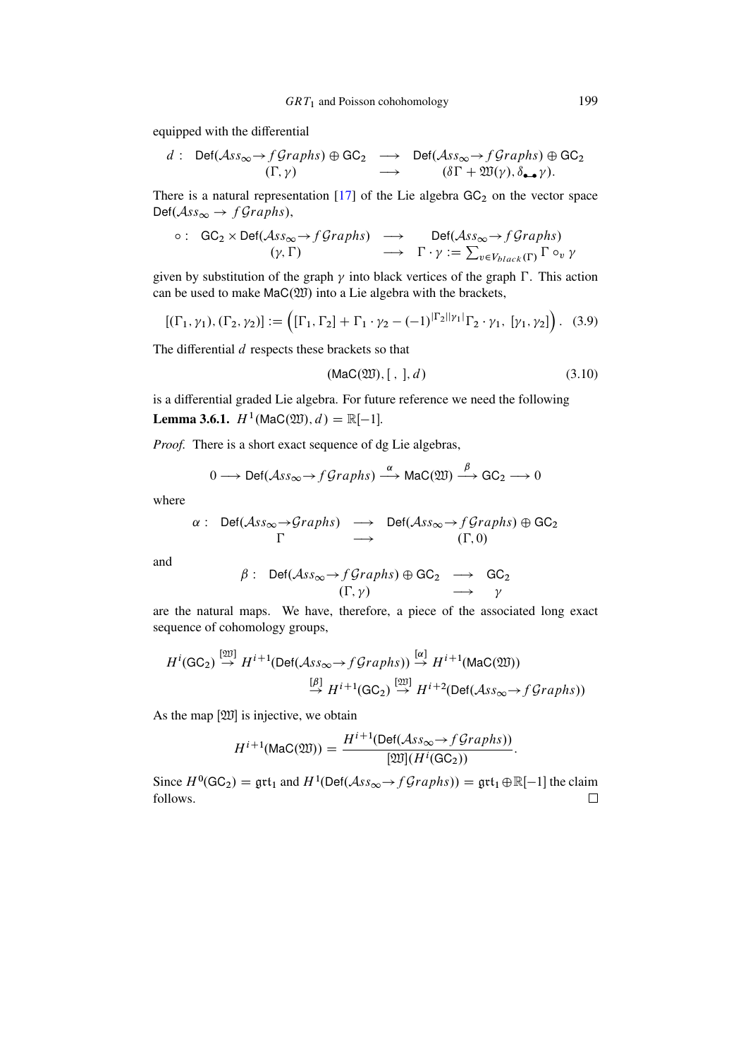equipped with the differential

$$
\begin{array}{rccc}
d: & \mathsf{Def}(\mathcal{A}ss_\infty \to f\mathcal{G}raphs) \oplus \mathsf{GC}_2 & \longrightarrow & \mathsf{Def}(\mathcal{A}ss_\infty \to f\mathcal{G}raphs) \oplus \mathsf{GC}_2 \\
 & (\Gamma, \gamma) & \longrightarrow & (\delta\Gamma + \mathfrak{W}(\gamma), \delta_{\bullet\!-\!\bullet}\gamma).
\end{array}
$$

There is a natural representation [17] of the Lie algebra $\mathsf{GC}_2$ on the vector space $\mathsf{Def}(\mathcal{A}ss_\infty \to f\mathcal{G}raphs)$,

$$
\begin{array}{rccc}
\circ: & \mathsf{GC}_2 \times \mathsf{Def}(\mathcal{A}ss_\infty \to f\mathcal{G}raphs) & \longrightarrow & \mathsf{Def}(\mathcal{A}ss_\infty \to f\mathcal{G}raphs) \\
 & (\gamma, \Gamma) & \longrightarrow & \Gamma \cdot \gamma := \sum_{v \in V_{black}(\Gamma)} \Gamma \circ_v \gamma
\end{array}
$$

given by substitution of the graph $\gamma$ into black vertices of the graph $\Gamma$. This action can be used to make $\mathsf{MaC}(\mathfrak{W})$ into a Lie algebra with the brackets,

$$
[(\Gamma_1, \gamma_1), (\Gamma_2, \gamma_2)] := \Big( [\Gamma_1, \Gamma_2] + \Gamma_1 \cdot \gamma_2 - (-1)^{|\Gamma_2||\gamma_1|} \Gamma_2 \cdot \gamma_1,\ [\gamma_1, \gamma_2] \Big). \quad (3.9)
$$

The differential $d$ respects these brackets so that

$$
(\mathsf{MaC}(\mathfrak{W}), [\ ,\ ], d) \quad (3.10)
$$

is a differential graded Lie algebra. For future reference we need the following

**Lemma 3.6.1.** $H^1(\mathsf{MaC}(\mathfrak{W}), d) = \mathbb{R}[-1]$.

*Proof.* There is a short exact sequence of dg Lie algebras,

$$
0 \longrightarrow \mathsf{Def}(\mathcal{A}ss_\infty \to f\mathcal{G}raphs) \stackrel{\alpha}{\longrightarrow} \mathsf{MaC}(\mathfrak{W}) \stackrel{\beta}{\longrightarrow} \mathsf{GC}_2 \longrightarrow 0
$$

where

$$
\begin{array}{rccc}
\alpha: & \mathsf{Def}(\mathcal{A}ss_\infty \to \mathcal{G}raphs) & \longrightarrow & \mathsf{Def}(\mathcal{A}ss_\infty \to f\mathcal{G}raphs) \oplus \mathsf{GC}_2 \\
 & \Gamma & \longrightarrow & (\Gamma, 0)
\end{array}
$$

and

$$
\begin{array}{rccc}
\beta: & \mathsf{Def}(\mathcal{A}ss_\infty \to f\mathcal{G}raphs) \oplus \mathsf{GC}_2 & \longrightarrow & \mathsf{GC}_2 \\
 & (\Gamma, \gamma) & \longrightarrow & \gamma
\end{array}
$$

are the natural maps. We have, therefore, a piece of the associated long exact sequence of cohomology groups,

$$
\begin{array}{r}
H^i(\mathsf{GC}_2) \stackrel{[\mathfrak{W}]}{\to} H^{i+1}(\mathsf{Def}(\mathcal{A}ss_\infty \to f\mathcal{G}raphs)) \stackrel{[\alpha]}{\to} H^{i+1}(\mathsf{MaC}(\mathfrak{W})) \\
\stackrel{[\beta]}{\to} H^{i+1}(\mathsf{GC}_2) \stackrel{[\mathfrak{W}]}{\to} H^{i+2}(\mathsf{Def}(\mathcal{A}ss_\infty \to f\mathcal{G}raphs))
\end{array}
$$

As the map $[\mathfrak{W}]$ is injective, we obtain

$$
H^{i+1}(\mathsf{MaC}(\mathfrak{W})) = \frac{H^{i+1}(\mathsf{Def}(\mathcal{A}ss_\infty \to f\mathcal{G}raphs))}{[\mathfrak{W}](H^i(\mathsf{GC}_2))}.
$$

Since $H^0(\mathsf{GC}_2) = \mathfrak{grt}_1$ and $H^1(\mathsf{Def}(\mathcal{A}ss_\infty \to f\mathcal{G}raphs)) = \mathfrak{grt}_1 \oplus \mathbb{R}[-1]$ the claim follows. □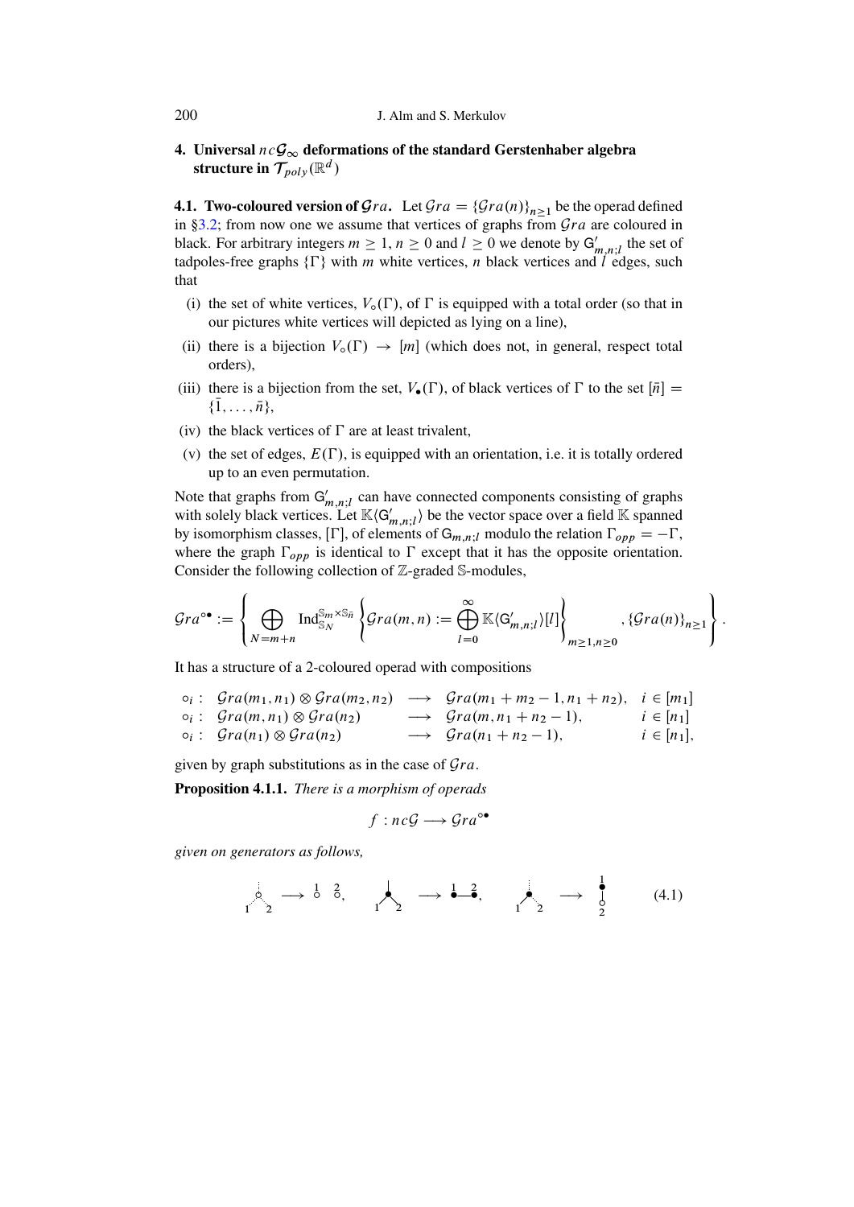## 4. Universal $nc\mathcal{G}_\infty$ deformations of the standard Gerstenhaber algebra structure in $\mathcal{T}_{poly}(\mathbb{R}^d)$

**4.1. Two-coloured version of $\mathcal{G}ra$.** Let $\mathcal{G}ra = \{\mathcal{G}ra(n)\}_{n\geq 1}$ be the operad defined in §3.2; from now one we assume that vertices of graphs from $\mathcal{G}ra$ are coloured in black. For arbitrary integers $m \geq 1$, $n \geq 0$ and $l \geq 0$ we denote by $\mathsf{G}'_{m,n;l}$ the set of tadpoles-free graphs $\{\Gamma\}$ with $m$ white vertices, $n$ black vertices and $l$ edges, such that

(i) the set of white vertices, $V_\circ(\Gamma)$, of $\Gamma$ is equipped with a total order (so that in our pictures white vertices will depicted as lying on a line),

(ii) there is a bijection $V_\circ(\Gamma) \to [m]$ (which does not, in general, respect total orders),

(iii) there is a bijection from the set, $V_\bullet(\Gamma)$, of black vertices of $\Gamma$ to the set $[\bar{n}] = \{\bar{1}, \ldots, \bar{n}\}$,

(iv) the black vertices of $\Gamma$ are at least trivalent,

(v) the set of edges, $E(\Gamma)$, is equipped with an orientation, i.e. it is totally ordered up to an even permutation.

Note that graphs from $\mathsf{G}'_{m,n;l}$ can have connected components consisting of graphs with solely black vertices. Let $\mathbb{K}\langle\mathsf{G}'_{m,n;l}\rangle$ be the vector space over a field $\mathbb{K}$ spanned by isomorphism classes, $[\Gamma]$, of elements of $\mathsf{G}_{m,n;l}$ modulo the relation $\Gamma_{opp} = -\Gamma$, where the graph $\Gamma_{opp}$ is identical to $\Gamma$ except that it has the opposite orientation. Consider the following collection of $\mathbb{Z}$-graded $\mathbb{S}$-modules,

$$\mathcal{G}ra^{\circ\bullet} := \left\{ \bigoplus_{N=m+n} \mathrm{Ind}_{\mathbb{S}_N}^{\mathbb{S}_m \times \mathbb{S}_{\bar{n}}} \left\{ \mathcal{G}ra(m,n) := \bigoplus_{l=0}^{\infty} \mathbb{K}\langle\mathsf{G}'_{m,n;l}\rangle[l] \right\}_{m\geq 1, n\geq 0}, \{\mathcal{G}ra(n)\}_{n\geq 1} \right\}.$$

It has a structure of a 2-coloured operad with compositions

$$\begin{array}{llll} \circ_i : & \mathcal{G}ra(m_1,n_1) \otimes \mathcal{G}ra(m_2,n_2) & \longrightarrow & \mathcal{G}ra(m_1+m_2-1, n_1+n_2), \quad i \in [m_1] \\ \circ_i : & \mathcal{G}ra(m,n_1) \otimes \mathcal{G}ra(n_2) & \longrightarrow & \mathcal{G}ra(m, n_1+n_2-1), \quad i \in [n_1] \\ \circ_i : & \mathcal{G}ra(n_1) \otimes \mathcal{G}ra(n_2) & \longrightarrow & \mathcal{G}ra(n_1+n_2-1), \quad i \in [n_1], \end{array}$$

given by graph substitutions as in the case of $\mathcal{G}ra$.

**Proposition 4.1.1.** *There is a morphism of operads*

$$f : nc\mathcal{G} \longrightarrow \mathcal{G}ra^{\circ\bullet}$$

*given on generators as follows,*

$$\text{(white-vertex corolla with inputs 1, 2)} \longrightarrow \overset{1}{\circ}\ \overset{2}{\circ}, \qquad \text{(black-vertex corolla with inputs 1, 2)} \longrightarrow \overset{1}{\bullet}\!\!-\!\!\overset{2}{\bullet}, \qquad \text{(mixed corolla with inputs 1, 2)} \longrightarrow \text{(black vertex 1 joined by an edge to white vertex 2)} \tag{4.1}$$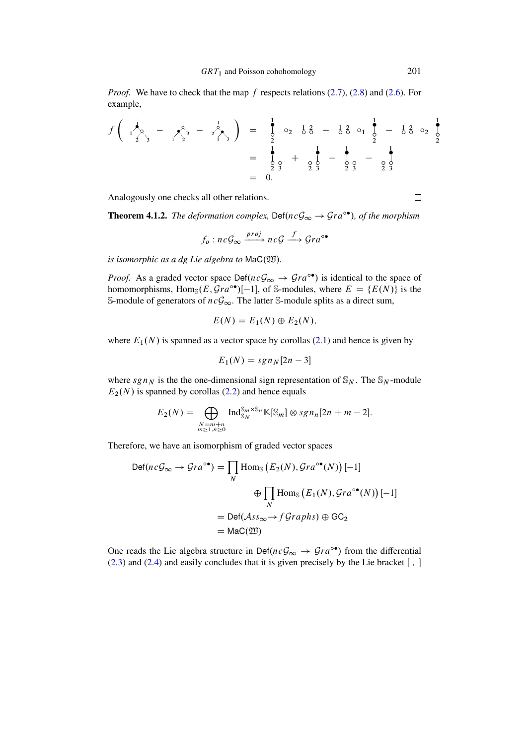*Proof.* We have to check that the map $f$ respects relations (2.7), (2.8) and (2.6). For example,

$$f\left( \text{[tree diagram]} - \text{[tree diagram]} - \text{[tree diagram]} \right) = \text{[graph]} \circ_2 \text{[graph]} - \text{[graph]} \circ_1 \text{[graph]} - \text{[graph]} \circ_2 \text{[graph]}$$

$$= \text{[graph]} + \text{[graph]} - \text{[graph]} - \text{[graph]}$$

$$= 0.$$

Analogously one checks all other relations. □

**Theorem 4.1.2.** *The deformation complex,* $\mathsf{Def}(nc\mathcal{G}_\infty \to \mathcal{G}ra^{\circ\bullet})$*, of the morphism*

$$f_o : nc\mathcal{G}_\infty \xrightarrow{proj} nc\mathcal{G} \xrightarrow{f} \mathcal{G}ra^{\circ\bullet}$$

*is isomorphic as a dg Lie algebra to* $\mathsf{MaC}(\mathfrak{W})$.

*Proof.* As a graded vector space $\mathsf{Def}(nc\mathcal{G}_\infty \to \mathcal{G}ra^{\circ\bullet})$ is identical to the space of homomorphisms, $\mathrm{Hom}_{\mathbb{S}}(E, \mathcal{G}ra^{\circ\bullet})[-1]$, of $\mathbb{S}$-modules, where $E = \{E(N)\}$ is the $\mathbb{S}$-module of generators of $nc\mathcal{G}_\infty$. The latter $\mathbb{S}$-module splits as a direct sum,

$$E(N) = E_1(N) \oplus E_2(N),$$

where $E_1(N)$ is spanned as a vector space by corollas (2.1) and hence is given by

$$E_1(N) = sgn_N[2n-3]$$

where $sgn_N$ is the the one-dimensional sign representation of $\mathbb{S}_N$. The $\mathbb{S}_N$-module $E_2(N)$ is spanned by corollas (2.2) and hence equals

$$E_2(N) = \bigoplus_{\substack{N=m+n \\ m\geq 1, n\geq 0}} \mathrm{Ind}_{\mathbb{S}_N}^{\mathbb{S}_m\times\mathbb{S}_n} \mathbb{K}[\mathbb{S}_m] \otimes sgn_n[2n+m-2].$$

Therefore, we have an isomorphism of graded vector spaces

$$\begin{aligned}
\mathsf{Def}(nc\mathcal{G}_\infty \to \mathcal{G}ra^{\circ\bullet}) &= \prod_N \mathrm{Hom}_{\mathbb{S}}\left(E_2(N), \mathcal{G}ra^{\circ\bullet}(N)\right)[-1] \\
&\quad \oplus \prod_N \mathrm{Hom}_{\mathbb{S}}\left(E_1(N), \mathcal{G}ra^{\circ\bullet}(N)\right)[-1] \\
&= \mathsf{Def}(\mathcal{A}ss_\infty \to f\mathcal{G}raphs) \oplus \mathsf{GC}_2 \\
&= \mathsf{MaC}(\mathfrak{W})
\end{aligned}$$

One reads the Lie algebra structure in $\mathsf{Def}(nc\mathcal{G}_\infty \to \mathcal{G}ra^{\circ\bullet})$ from the differential (2.3) and (2.4) and easily concludes that it is given precisely by the Lie bracket [ , ]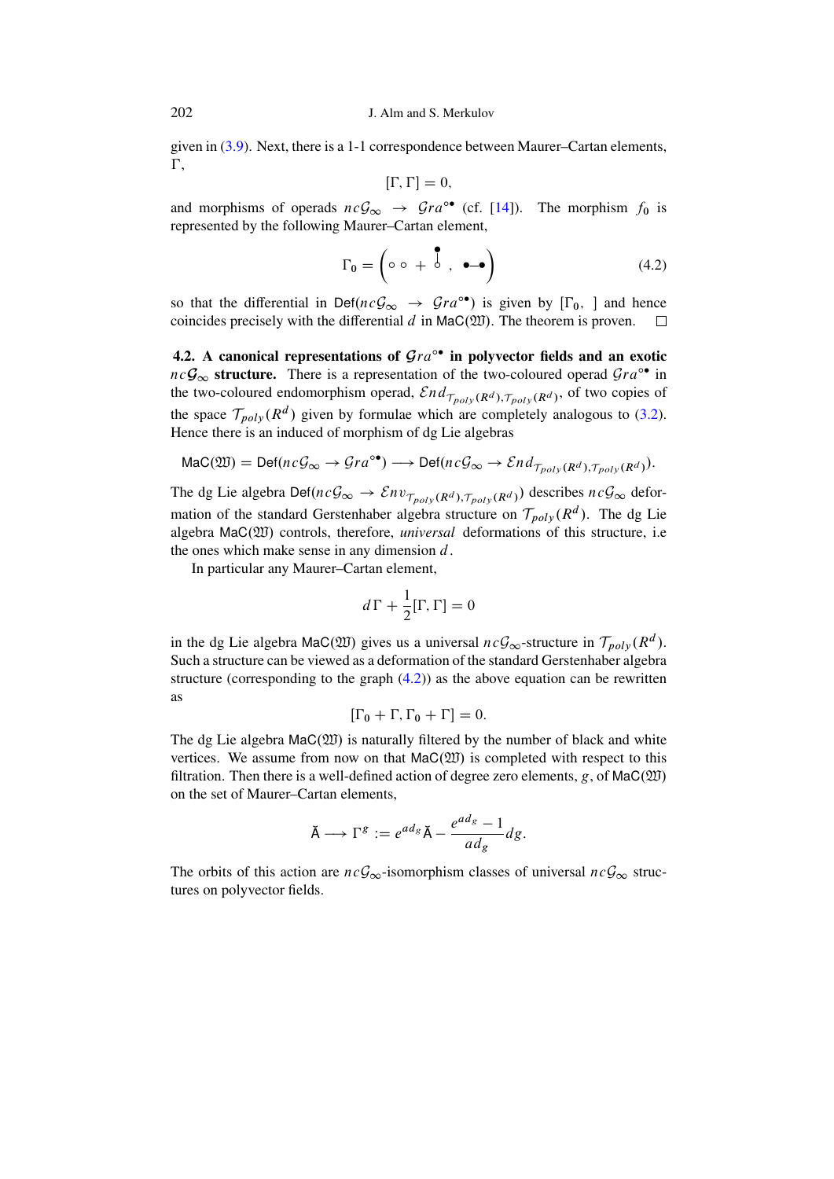given in (3.9). Next, there is a 1-1 correspondence between Maurer–Cartan elements, $\Gamma$,

$$[\Gamma, \Gamma] = 0,$$

and morphisms of operads $nc\mathcal{G}_\infty \to \mathcal{G}ra^{\circ\bullet}$ (cf. [14]). The morphism $f_0$ is represented by the following Maurer–Cartan element,

$$\Gamma_0 = \left( \circ\ \circ\ + \ \overset{\bullet}{\underset{\circ}{|}}\ ,\ \bullet\!\!-\!\!\bullet \right) \tag{4.2}$$

so that the differential in $\mathsf{Def}(nc\mathcal{G}_\infty \to \mathcal{G}ra^{\circ\bullet})$ is given by $[\Gamma_0, \ ]$ and hence coincides precisely with the differential $d$ in $\mathsf{MaC}(\mathfrak{W})$. The theorem is proven. $\square$

**4.2. A canonical representations of $\mathcal{G}ra^{\circ\bullet}$ in polyvector fields and an exotic $nc\mathcal{G}_\infty$ structure.** There is a representation of the two-coloured operad $\mathcal{G}ra^{\circ\bullet}$ in the two-coloured endomorphism operad, $\mathcal{E}nd_{\mathcal{T}_{poly}(R^d),\mathcal{T}_{poly}(R^d)}$, of two copies of the space $\mathcal{T}_{poly}(R^d)$ given by formulae which are completely analogous to (3.2). Hence there is an induced of morphism of dg Lie algebras

$$\mathsf{MaC}(\mathfrak{W}) = \mathsf{Def}(nc\mathcal{G}_\infty \to \mathcal{G}ra^{\circ\bullet}) \longrightarrow \mathsf{Def}(nc\mathcal{G}_\infty \to \mathcal{E}nd_{\mathcal{T}_{poly}(R^d),\mathcal{T}_{poly}(R^d)}).$$

The dg Lie algebra $\mathsf{Def}(nc\mathcal{G}_\infty \to \mathcal{E}nv_{\mathcal{T}_{poly}(R^d),\mathcal{T}_{poly}(R^d)})$ describes $nc\mathcal{G}_\infty$ deformation of the standard Gerstenhaber algebra structure on $\mathcal{T}_{poly}(R^d)$. The dg Lie algebra $\mathsf{MaC}(\mathfrak{W})$ controls, therefore, *universal* deformations of this structure, i.e the ones which make sense in any dimension $d$.

In particular any Maurer–Cartan element,

$$d\Gamma + \frac{1}{2}[\Gamma, \Gamma] = 0$$

in the dg Lie algebra $\mathsf{MaC}(\mathfrak{W})$ gives us a universal $nc\mathcal{G}_\infty$-structure in $\mathcal{T}_{poly}(R^d)$. Such a structure can be viewed as a deformation of the standard Gerstenhaber algebra structure (corresponding to the graph (4.2)) as the above equation can be rewritten as

$$[\Gamma_0 + \Gamma, \Gamma_0 + \Gamma] = 0.$$

The dg Lie algebra $\mathsf{MaC}(\mathfrak{W})$ is naturally filtered by the number of black and white vertices. We assume from now on that $\mathsf{MaC}(\mathfrak{W})$ is completed with respect to this filtration. Then there is a well-defined action of degree zero elements, $g$, of $\mathsf{MaC}(\mathfrak{W})$ on the set of Maurer–Cartan elements,

$$\check{A} \longrightarrow \Gamma^g := e^{ad_g}\check{A} - \frac{e^{ad_g} - 1}{ad_g} dg.$$

The orbits of this action are $nc\mathcal{G}_\infty$-isomorphism classes of universal $nc\mathcal{G}_\infty$ structures on polyvector fields.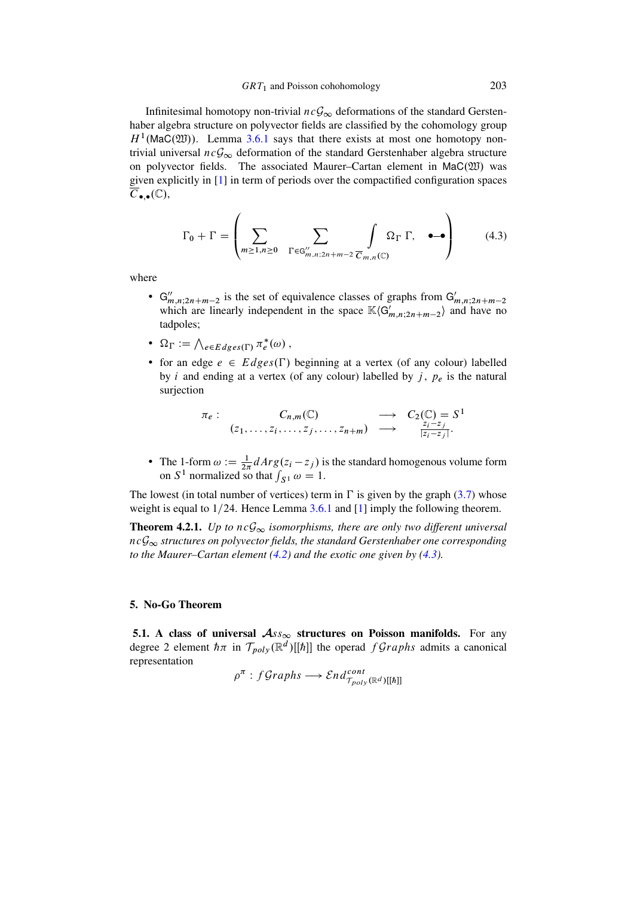Infinitesimal homotopy non-trivial $nc\mathcal{G}_\infty$ deformations of the standard Gerstenhaber algebra structure on polyvector fields are classified by the cohomology group $H^1(\mathsf{MaC}(\mathfrak{W}))$. Lemma 3.6.1 says that there exists at most one homotopy non-trivial universal $nc\mathcal{G}_\infty$ deformation of the standard Gerstenhaber algebra structure on polyvector fields. The associated Maurer–Cartan element in $\mathsf{MaC}(\mathfrak{W})$ was given explicitly in [1] in term of periods over the compactified configuration spaces $\overline{C}_{\bullet,\bullet}(\mathbb{C})$,

$$\Gamma_0 + \Gamma = \left( \sum_{m\geq 1, n\geq 0} \sum_{\Gamma \in \mathsf{G}''_{m,n;2n+m-2}} \int_{\overline{C}_{m,n}(\mathbb{C})} \Omega_\Gamma \, \Gamma, \quad \bullet\!\!-\!\!\bullet \right) \tag{4.3}$$

where

- $\mathsf{G}''_{m,n;2n+m-2}$ is the set of equivalence classes of graphs from $\mathsf{G}'_{m,n;2n+m-2}$ which are linearly independent in the space $\mathbb{K}\langle \mathsf{G}'_{m,n;2n+m-2}\rangle$ and have no tadpoles;
- $\Omega_\Gamma := \bigwedge_{e\in Edges(\Gamma)} \pi_e^*(\omega)$ ,
- for an edge $e \in Edges(\Gamma)$ beginning at a vertex (of any colour) labelled by $i$ and ending at a vertex (of any colour) labelled by $j$, $p_e$ is the natural surjection

$$\begin{array}{cccc} \pi_e: & C_{n,m}(\mathbb{C}) & \longrightarrow & C_2(\mathbb{C}) = S^1 \\ & (z_1,\ldots,z_i,\ldots,z_j,\ldots,z_{n+m}) & \longrightarrow & \frac{z_i - z_j}{|z_i - z_j|}. \end{array}$$

- The 1-form $\omega := \frac{1}{2\pi} dArg(z_i - z_j)$ is the standard homogenous volume form on $S^1$ normalized so that $\int_{S^1} \omega = 1$.

The lowest (in total number of vertices) term in $\Gamma$ is given by the graph (3.7) whose weight is equal to $1/24$. Hence Lemma 3.6.1 and [1] imply the following theorem.

**Theorem 4.2.1.** *Up to $nc\mathcal{G}_\infty$ isomorphisms, there are only two different universal $nc\mathcal{G}_\infty$ structures on polyvector fields, the standard Gerstenhaber one corresponding to the Maurer–Cartan element (4.2) and the exotic one given by (4.3).*

## 5. No-Go Theorem

**5.1. A class of universal $\mathcal{A}ss_\infty$ structures on Poisson manifolds.** For any degree 2 element $\hbar\pi$ in $\mathcal{T}_{poly}(\mathbb{R}^d)[[\hbar]]$ the operad $f\mathcal{G}raphs$ admits a canonical representation

$$\rho^\pi : f\mathcal{G}raphs \longrightarrow \mathcal{E}nd^{cont}_{\mathcal{T}_{poly}(\mathbb{R}^d)[[\hbar]]}$$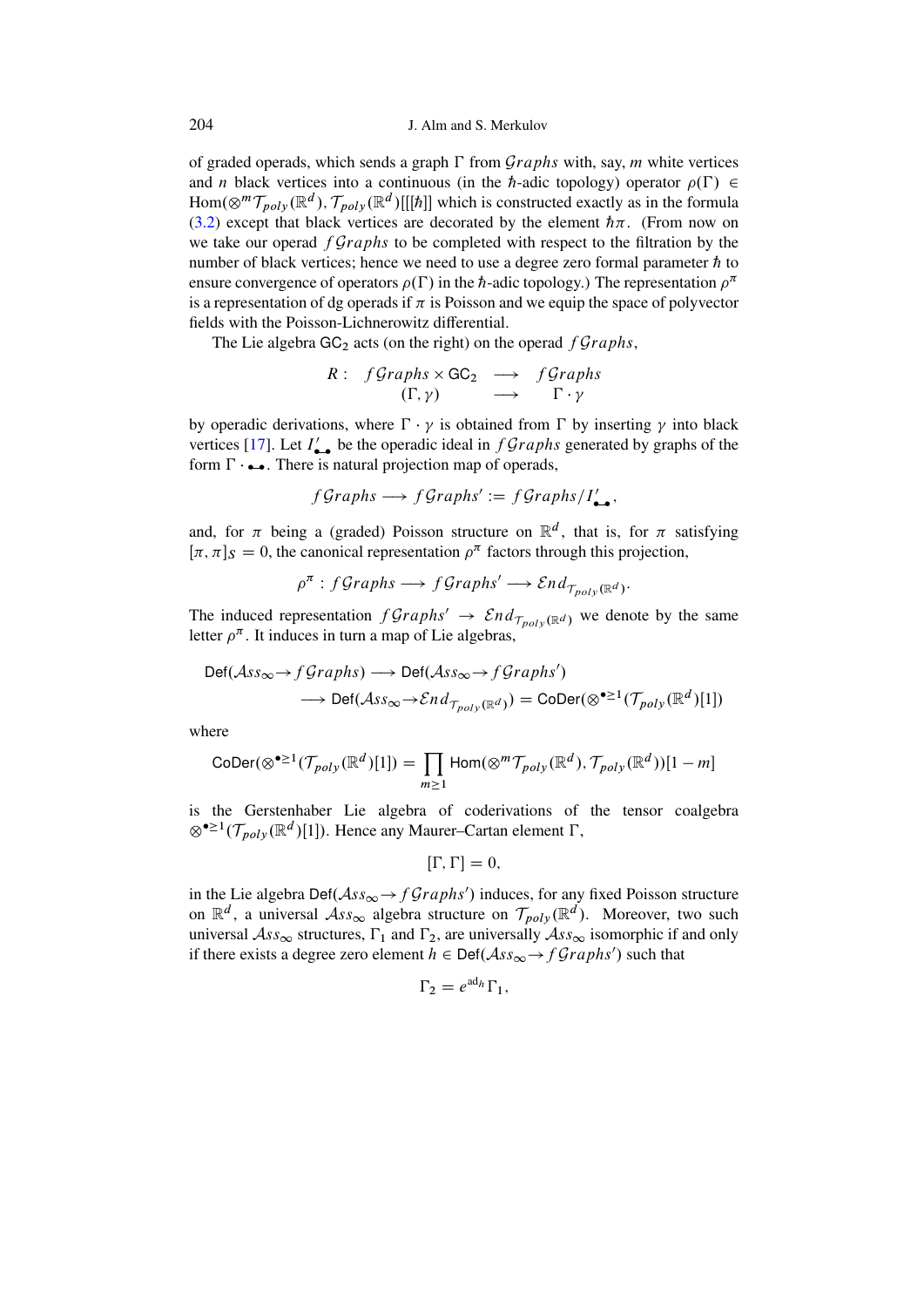of graded operads, which sends a graph $\Gamma$ from $\mathcal{G}raphs$ with, say, $m$ white vertices and $n$ black vertices into a continuous (in the $\hbar$-adic topology) operator $\rho(\Gamma) \in \mathrm{Hom}(\otimes^m \mathcal{T}_{poly}(\mathbb{R}^d), \mathcal{T}_{poly}(\mathbb{R}^d)[[\hbar]]$ which is constructed exactly as in the formula (3.2) except that black vertices are decorated by the element $\hbar\pi$. (From now on we take our operad $f\mathcal{G}raphs$ to be completed with respect to the filtration by the number of black vertices; hence we need to use a degree zero formal parameter $\hbar$ to ensure convergence of operators $\rho(\Gamma)$ in the $\hbar$-adic topology.) The representation $\rho^\pi$ is a representation of dg operads if $\pi$ is Poisson and we equip the space of polyvector fields with the Poisson-Lichnerowitz differential.

The Lie algebra $\mathsf{GC}_2$ acts (on the right) on the operad $f\mathcal{G}raphs$,

$$
\begin{array}{rccc}
R: & f\mathcal{G}raphs \times \mathsf{GC}_2 & \longrightarrow & f\mathcal{G}raphs \\
 & (\Gamma, \gamma) & \longrightarrow & \Gamma \cdot \gamma
\end{array}
$$

by operadic derivations, where $\Gamma \cdot \gamma$ is obtained from $\Gamma$ by inserting $\gamma$ into black vertices [17]. Let $I'_{\bullet\!-\!\bullet}$ be the operadic ideal in $f\mathcal{G}raphs$ generated by graphs of the form $\Gamma \cdot \bullet\!-\!\bullet$. There is natural projection map of operads,

$$
f\mathcal{G}raphs \longrightarrow f\mathcal{G}raphs' := f\mathcal{G}raphs / I'_{\bullet\!-\!\bullet},
$$

and, for $\pi$ being a (graded) Poisson structure on $\mathbb{R}^d$, that is, for $\pi$ satisfying $[\pi, \pi]_S = 0$, the canonical representation $\rho^\pi$ factors through this projection,

$$
\rho^\pi : f\mathcal{G}raphs \longrightarrow f\mathcal{G}raphs' \longrightarrow \mathcal{E}nd_{\mathcal{T}_{poly}(\mathbb{R}^d)}.
$$

The induced representation $f\mathcal{G}raphs' \rightarrow \mathcal{E}nd_{\mathcal{T}_{poly}(\mathbb{R}^d)}$ we denote by the same letter $\rho^\pi$. It induces in turn a map of Lie algebras,

$$
\begin{aligned}
&\mathsf{Def}(\mathcal{A}ss_\infty \to f\mathcal{G}raphs) \longrightarrow \mathsf{Def}(\mathcal{A}ss_\infty \to f\mathcal{G}raphs') \\
&\qquad \longrightarrow \mathsf{Def}(\mathcal{A}ss_\infty \to \mathcal{E}nd_{\mathcal{T}_{poly}(\mathbb{R}^d)}) = \mathsf{CoDer}(\otimes^{\bullet \geq 1}(\mathcal{T}_{poly}(\mathbb{R}^d)[1])
\end{aligned}
$$

where

$$
\mathsf{CoDer}(\otimes^{\bullet \geq 1}(\mathcal{T}_{poly}(\mathbb{R}^d)[1]) = \prod_{m \geq 1} \mathsf{Hom}(\otimes^m \mathcal{T}_{poly}(\mathbb{R}^d), \mathcal{T}_{poly}(\mathbb{R}^d))[1-m]
$$

is the Gerstenhaber Lie algebra of coderivations of the tensor coalgebra $\otimes^{\bullet \geq 1}(\mathcal{T}_{poly}(\mathbb{R}^d)[1])$. Hence any Maurer–Cartan element $\Gamma$,

$$
[\Gamma, \Gamma] = 0,
$$

in the Lie algebra $\mathsf{Def}(\mathcal{A}ss_\infty \to f\mathcal{G}raphs')$ induces, for any fixed Poisson structure on $\mathbb{R}^d$, a universal $\mathcal{A}ss_\infty$ algebra structure on $\mathcal{T}_{poly}(\mathbb{R}^d)$. Moreover, two such universal $\mathcal{A}ss_\infty$ structures, $\Gamma_1$ and $\Gamma_2$, are universally $\mathcal{A}ss_\infty$ isomorphic if and only if there exists a degree zero element $h \in \mathsf{Def}(\mathcal{A}ss_\infty \to f\mathcal{G}raphs')$ such that

$$
\Gamma_2 = e^{\mathrm{ad}_h} \Gamma_1,
$$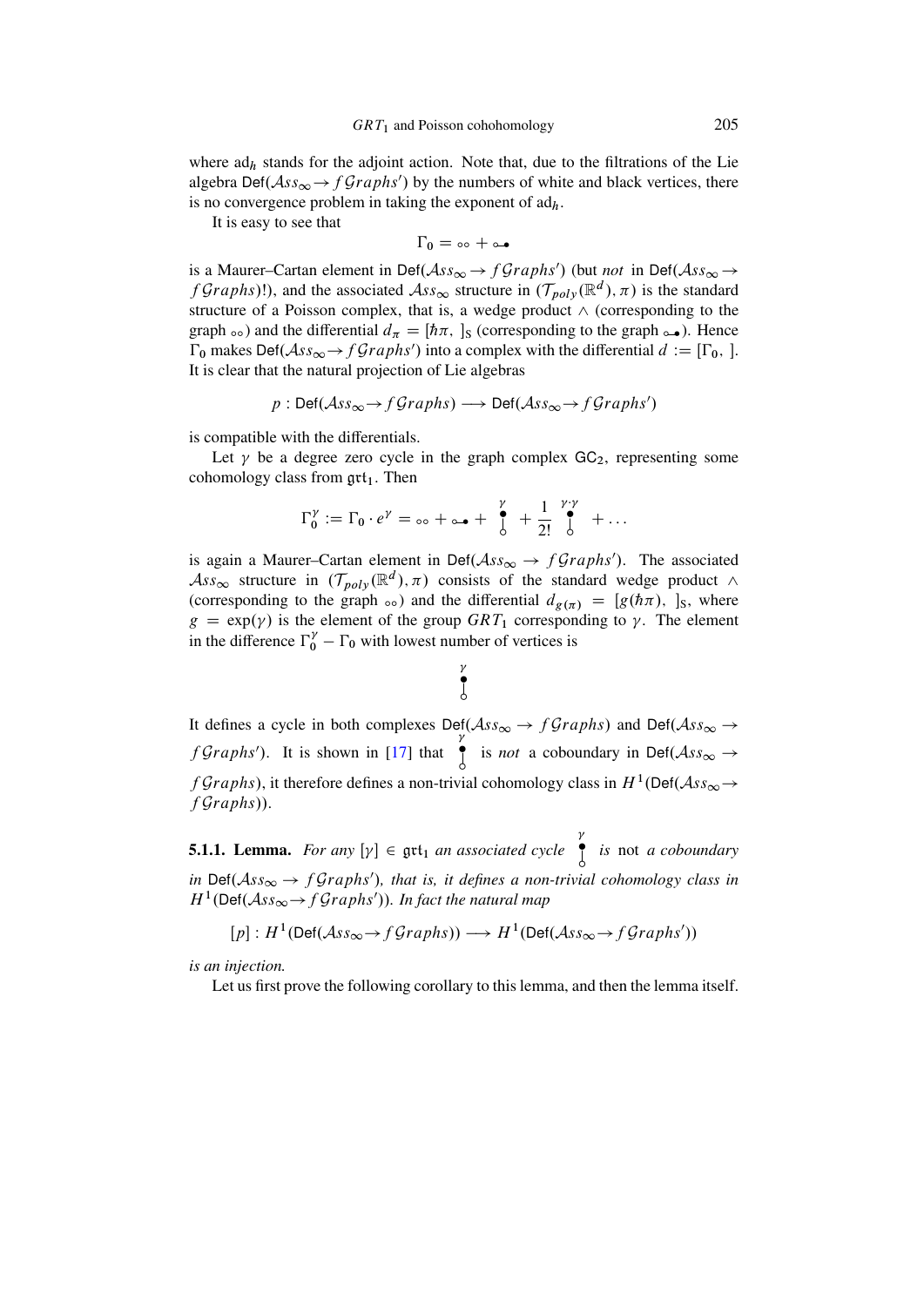where $\mathrm{ad}_h$ stands for the adjoint action. Note that, due to the filtrations of the Lie algebra $\mathsf{Def}(\mathcal{A}ss_\infty \to f\mathcal{G}raphs')$ by the numbers of white and black vertices, there is no convergence problem in taking the exponent of $\mathrm{ad}_h$.

It is easy to see that

$$\Gamma_0 = \circ\circ + \circ\!\!-\!\!\bullet$$

is a Maurer–Cartan element in $\mathsf{Def}(\mathcal{A}ss_\infty \to f\mathcal{G}raphs')$ (but *not* in $\mathsf{Def}(\mathcal{A}ss_\infty \to f\mathcal{G}raphs)$!), and the associated $\mathcal{A}ss_\infty$ structure in $(\mathcal{T}_{poly}(\mathbb{R}^d), \pi)$ is the standard structure of a Poisson complex, that is, a wedge product $\wedge$ (corresponding to the graph $\circ\circ$) and the differential $d_\pi = [\hbar\pi, \ ]_S$ (corresponding to the graph $\circ\!\!-\!\!\bullet$). Hence $\Gamma_0$ makes $\mathsf{Def}(\mathcal{A}ss_\infty \to f\mathcal{G}raphs')$ into a complex with the differential $d := [\Gamma_0, \ ]$. It is clear that the natural projection of Lie algebras

$$p : \mathsf{Def}(\mathcal{A}ss_\infty \to f\mathcal{G}raphs) \longrightarrow \mathsf{Def}(\mathcal{A}ss_\infty \to f\mathcal{G}raphs')$$

is compatible with the differentials.

Let $\gamma$ be a degree zero cycle in the graph complex $\mathsf{GC}_2$, representing some cohomology class from $\mathfrak{grt}_1$. Then

$$\Gamma_0^\gamma := \Gamma_0 \cdot e^\gamma = \circ\circ + \circ\!\!-\!\!\bullet + \overset{\gamma}{\underset{\circ}{\bullet}} + \frac{1}{2!}\overset{\gamma\cdot\gamma}{\underset{\circ}{\bullet}} + \dots$$

is again a Maurer–Cartan element in $\mathsf{Def}(\mathcal{A}ss_\infty \to f\mathcal{G}raphs')$. The associated $\mathcal{A}ss_\infty$ structure in $(\mathcal{T}_{poly}(\mathbb{R}^d), \pi)$ consists of the standard wedge product $\wedge$ (corresponding to the graph $\circ\circ$) and the differential $d_{g(\pi)} = [g(\hbar\pi), \ ]_S$, where $g = \exp(\gamma)$ is the element of the group $GRT_1$ corresponding to $\gamma$. The element in the difference $\Gamma_0^\gamma - \Gamma_0$ with lowest number of vertices is

$$\overset{\gamma}{\underset{\circ}{\bullet}}$$

It defines a cycle in both complexes $\mathsf{Def}(\mathcal{A}ss_\infty \to f\mathcal{G}raphs)$ and $\mathsf{Def}(\mathcal{A}ss_\infty \to f\mathcal{G}raphs')$. It is shown in [17] that $\overset{\gamma}{\underset{\circ}{\bullet}}$ is *not* a coboundary in $\mathsf{Def}(\mathcal{A}ss_\infty \to f\mathcal{G}raphs)$, it therefore defines a non-trivial cohomology class in $H^1(\mathsf{Def}(\mathcal{A}ss_\infty \to f\mathcal{G}raphs))$.

**5.1.1. Lemma.** *For any $[\gamma] \in \mathfrak{grt}_1$ an associated cycle $\overset{\gamma}{\underset{\circ}{\bullet}}$ is* not *a coboundary in $\mathsf{Def}(\mathcal{A}ss_\infty \to f\mathcal{G}raphs')$, that is, it defines a non-trivial cohomology class in $H^1(\mathsf{Def}(\mathcal{A}ss_\infty \to f\mathcal{G}raphs'))$. In fact the natural map*

$$[p] : H^1(\mathsf{Def}(\mathcal{A}ss_\infty \to f\mathcal{G}raphs)) \longrightarrow H^1(\mathsf{Def}(\mathcal{A}ss_\infty \to f\mathcal{G}raphs'))$$

*is an injection.*

Let us first prove the following corollary to this lemma, and then the lemma itself.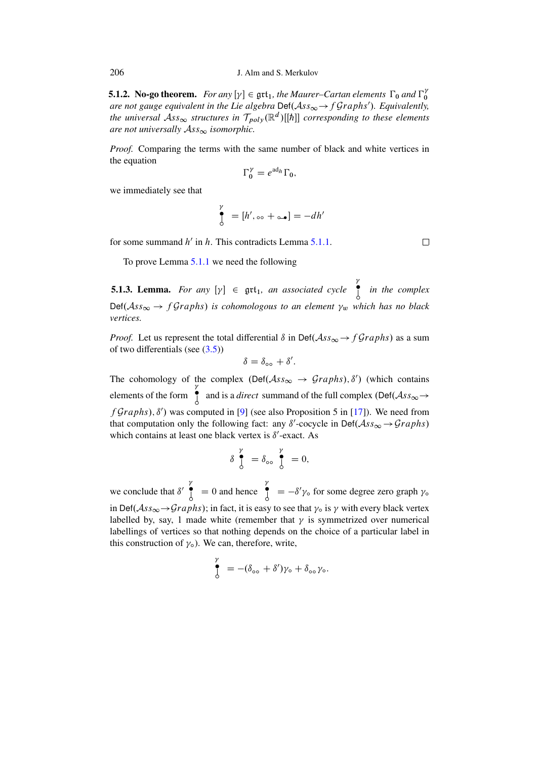**5.1.2. No-go theorem.** *For any $[\gamma] \in \mathfrak{grt}_1$, the Maurer–Cartan elements $\Gamma_0$ and $\Gamma_0^\gamma$ are not gauge equivalent in the Lie algebra* $\mathsf{Def}(\mathcal{A}ss_\infty \to f\mathcal{G}raphs')$*. Equivalently, the universal $\mathcal{A}ss_\infty$ structures in $\mathcal{T}_{poly}(\mathbb{R}^d)[[\hbar]]$ corresponding to these elements are not universally $\mathcal{A}ss_\infty$ isomorphic.*

*Proof.* Comparing the terms with the same number of black and white vertices in the equation

$$\Gamma_0^\gamma = e^{\mathrm{ad}_h}\Gamma_0,$$

we immediately see that

$$\overset{\gamma}{\underset{\circ}{\bullet\!\!\mid}} = [h', \circ\circ + \circ\!\!-\!\!\bullet] = -dh'$$

for some summand $h'$ in $h$. This contradicts Lemma 5.1.1. □

To prove Lemma 5.1.1 we need the following

**5.1.3. Lemma.** *For any $[\gamma] \in \mathfrak{grt}_1$, an associated cycle $\overset{\gamma}{\underset{\circ}{\bullet\!\!\mid}}$ in the complex* $\mathsf{Def}(\mathcal{A}ss_\infty \to f\mathcal{G}raphs)$ *is cohomologous to an element $\gamma_w$ which has no black vertices.*

*Proof.* Let us represent the total differential $\delta$ in $\mathsf{Def}(\mathcal{A}ss_\infty \to f\mathcal{G}raphs)$ as a sum of two differentials (see (3.5))

$$\delta = \delta_{\circ\circ} + \delta'.$$

The cohomology of the complex $(\mathsf{Def}(\mathcal{A}ss_\infty \to \mathcal{G}raphs), \delta')$ (which contains elements of the form $\overset{\gamma}{\underset{\circ}{\bullet\!\!\mid}}$ and is a *direct* summand of the full complex $(\mathsf{Def}(\mathcal{A}ss_\infty \to f\mathcal{G}raphs), \delta')$ was computed in [9] (see also Proposition 5 in [17]). We need from that computation only the following fact: any $\delta'$-cocycle in $\mathsf{Def}(\mathcal{A}ss_\infty \to \mathcal{G}raphs)$ which contains at least one black vertex is $\delta'$-exact. As

$$\delta \overset{\gamma}{\underset{\circ}{\bullet\!\!\mid}} = \delta_{\circ\circ} \overset{\gamma}{\underset{\circ}{\bullet\!\!\mid}} = 0,$$

we conclude that $\delta' \overset{\gamma}{\underset{\circ}{\bullet\!\!\mid}} = 0$ and hence $\overset{\gamma}{\underset{\circ}{\bullet\!\!\mid}} = -\delta'\gamma_\circ$ for some degree zero graph $\gamma_\circ$ in $\mathsf{Def}(\mathcal{A}ss_\infty \to \mathcal{G}raphs)$; in fact, it is easy to see that $\gamma_\circ$ is $\gamma$ with every black vertex labelled by, say, 1 made white (remember that $\gamma$ is symmetrized over numerical labellings of vertices so that nothing depends on the choice of a particular label in this construction of $\gamma_\circ$). We can, therefore, write,

$$\overset{\gamma}{\underset{\circ}{\bullet\!\!\mid}} = -(\delta_{\circ\circ} + \delta')\gamma_\circ + \delta_{\circ\circ}\gamma_\circ.$$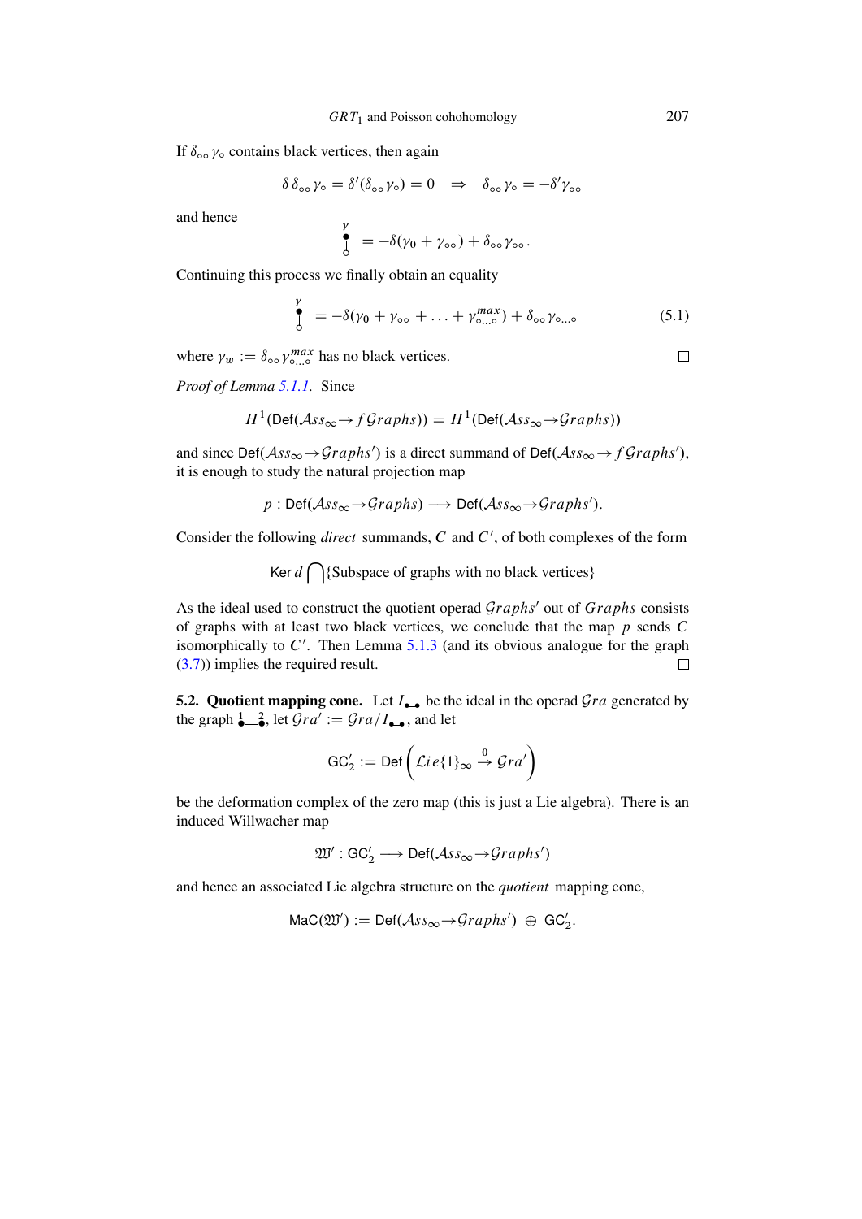If $\delta_{\circ\circ}\gamma_\circ$ contains black vertices, then again

$$\delta\,\delta_{\circ\circ}\gamma_\circ = \delta'(\delta_{\circ\circ}\gamma_\circ) = 0 \quad\Rightarrow\quad \delta_{\circ\circ}\gamma_\circ = -\delta'\gamma_{\circ\circ}$$

and hence

$$\overset{\gamma}{\underset{\circ}{\bullet\!\!\!\!\mid}} = -\delta(\gamma_0 + \gamma_{\circ\circ}) + \delta_{\circ\circ}\gamma_{\circ\circ}.$$

Continuing this process we finally obtain an equality

$$\overset{\gamma}{\underset{\circ}{\bullet\!\!\!\!\mid}} = -\delta(\gamma_0 + \gamma_{\circ\circ} + \ldots + \gamma^{max}_{\circ\ldots\circ}) + \delta_{\circ\circ}\gamma_{\circ\ldots\circ} \tag{5.1}$$

where $\gamma_w := \delta_{\circ\circ}\gamma^{max}_{\circ\ldots\circ}$ has no black vertices. □

*Proof of Lemma 5.1.1.* Since

$$H^1(\mathsf{Def}(\mathcal{A}ss_\infty \to f\mathcal{G}raphs)) = H^1(\mathsf{Def}(\mathcal{A}ss_\infty \to \mathcal{G}raphs))$$

and since $\mathsf{Def}(\mathcal{A}ss_\infty \to \mathcal{G}raphs')$ is a direct summand of $\mathsf{Def}(\mathcal{A}ss_\infty \to f\mathcal{G}raphs')$, it is enough to study the natural projection map

$$p : \mathsf{Def}(\mathcal{A}ss_\infty \to \mathcal{G}raphs) \longrightarrow \mathsf{Def}(\mathcal{A}ss_\infty \to \mathcal{G}raphs').$$

Consider the following *direct* summands, $C$ and $C'$, of both complexes of the form

$$\mathsf{Ker}\, d \bigcap \{\text{Subspace of graphs with no black vertices}\}$$

As the ideal used to construct the quotient operad $\mathcal{G}raphs'$ out of $\mathcal{G}raphs$ consists of graphs with at least two black vertices, we conclude that the map $p$ sends $C$ isomorphically to $C'$. Then Lemma 5.1.3 (and its obvious analogue for the graph (3.7)) implies the required result. □

**5.2. Quotient mapping cone.** Let $I_{\bullet\!-\!\bullet}$ be the ideal in the operad $\mathcal{G}ra$ generated by the graph $\overset{1}{\bullet}\!\!-\!\!\overset{2}{\bullet}$, let $\mathcal{G}ra' := \mathcal{G}ra/I_{\bullet\!-\!\bullet}$, and let

$$\mathsf{GC}'_2 := \mathsf{Def}\left(\mathcal{L}ie\{1\}_\infty \overset{0}{\to} \mathcal{G}ra'\right)$$

be the deformation complex of the zero map (this is just a Lie algebra). There is an induced Willwacher map

$$\mathfrak{W}' : \mathsf{GC}'_2 \longrightarrow \mathsf{Def}(\mathcal{A}ss_\infty \to \mathcal{G}raphs')$$

and hence an associated Lie algebra structure on the *quotient* mapping cone,

$$\mathsf{MaC}(\mathfrak{W}') := \mathsf{Def}(\mathcal{A}ss_\infty \to \mathcal{G}raphs') \oplus \mathsf{GC}'_2.$$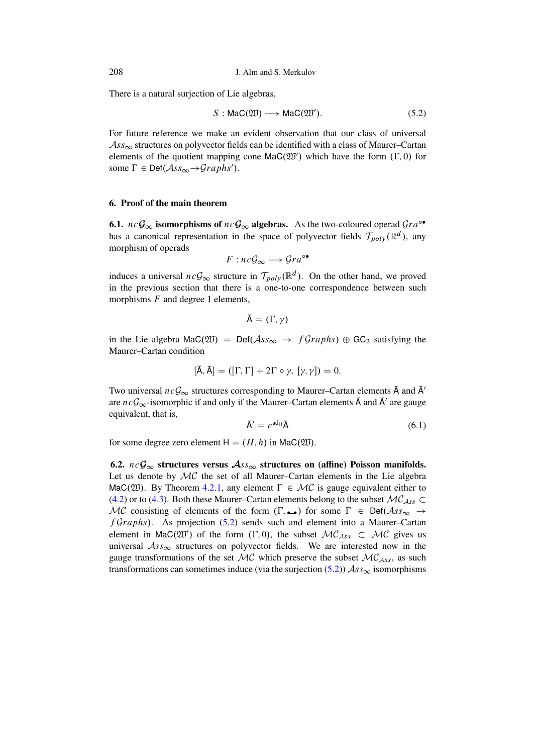There is a natural surjection of Lie algebras,

$$S : \mathsf{MaC}(\mathfrak{W}) \longrightarrow \mathsf{MaC}(\mathfrak{W}'). \tag{5.2}$$

For future reference we make an evident observation that our class of universal $\mathcal{A}ss_\infty$ structures on polyvector fields can be identified with a class of Maurer–Cartan elements of the quotient mapping cone $\mathsf{MaC}(\mathfrak{W}')$ which have the form $(\Gamma, 0)$ for some $\Gamma \in \mathsf{Def}(\mathcal{A}ss_\infty \to \mathcal{G}raphs')$.

## 6. Proof of the main theorem

**6.1. $nc\mathcal{G}_\infty$ isomorphisms of $nc\mathcal{G}_\infty$ algebras.** As the two-coloured operad $\mathcal{G}ra^{\circ\bullet}$ has a canonical representation in the space of polyvector fields $\mathcal{T}_{poly}(\mathbb{R}^d)$, any morphism of operads

$$F : nc\mathcal{G}_\infty \longrightarrow \mathcal{G}ra^{\circ\bullet}$$

induces a universal $nc\mathcal{G}_\infty$ structure in $\mathcal{T}_{poly}(\mathbb{R}^d)$. On the other hand, we proved in the previous section that there is a one-to-one correspondence between such morphisms $F$ and degree 1 elements,

$$\breve{\mathsf{A}} = (\Gamma, \gamma)$$

in the Lie algebra $\mathsf{MaC}(\mathfrak{W}) = \mathsf{Def}(\mathcal{A}ss_\infty \to f\mathcal{G}raphs) \oplus \mathsf{GC}_2$ satisfying the Maurer–Cartan condition

$$[\breve{\mathsf{A}}, \breve{\mathsf{A}}] = ([\Gamma, \Gamma] + 2\Gamma \circ \gamma,\ [\gamma, \gamma]) = 0.$$

Two universal $nc\mathcal{G}_\infty$ structures corresponding to Maurer–Cartan elements $\breve{\mathsf{A}}$ and $\breve{\mathsf{A}}'$ are $nc\mathcal{G}_\infty$-isomorphic if and only if the Maurer–Cartan elements $\breve{\mathsf{A}}$ and $\breve{\mathsf{A}}'$ are gauge equivalent, that is,

$$\breve{\mathsf{A}}' = e^{\mathrm{ad}_{\mathsf{H}}} \breve{\mathsf{A}} \tag{6.1}$$

for some degree zero element $\mathsf{H} = (H, h)$ in $\mathsf{MaC}(\mathfrak{W})$.

**6.2. $nc\mathcal{G}_\infty$ structures versus $\mathcal{A}ss_\infty$ structures on (affine) Poisson manifolds.** Let us denote by $\mathcal{MC}$ the set of all Maurer–Cartan elements in the Lie algebra $\mathsf{MaC}(\mathfrak{W})$. By Theorem 4.2.1, any element $\Gamma \in \mathcal{MC}$ is gauge equivalent either to (4.2) or to (4.3). Both these Maurer–Cartan elements belong to the subset $\mathcal{MC}_{\mathcal{A}ss} \subset \mathcal{MC}$ consisting of elements of the form $(\Gamma, \bullet\!\!-\!\!\bullet)$ for some $\Gamma \in \mathsf{Def}(\mathcal{A}ss_\infty \to f\mathcal{G}raphs)$. As projection (5.2) sends such and element into a Maurer–Cartan element in $\mathsf{MaC}(\mathfrak{W}')$ of the form $(\Gamma, 0)$, the subset $\mathcal{MC}_{\mathcal{A}ss} \subset \mathcal{MC}$ gives us universal $\mathcal{A}ss_\infty$ structures on polyvector fields. We are interested now in the gauge transformations of the set $\mathcal{MC}$ which preserve the subset $\mathcal{MC}_{\mathcal{A}ss}$, as such transformations can sometimes induce (via the surjection (5.2)) $\mathcal{A}ss_\infty$ isomorphisms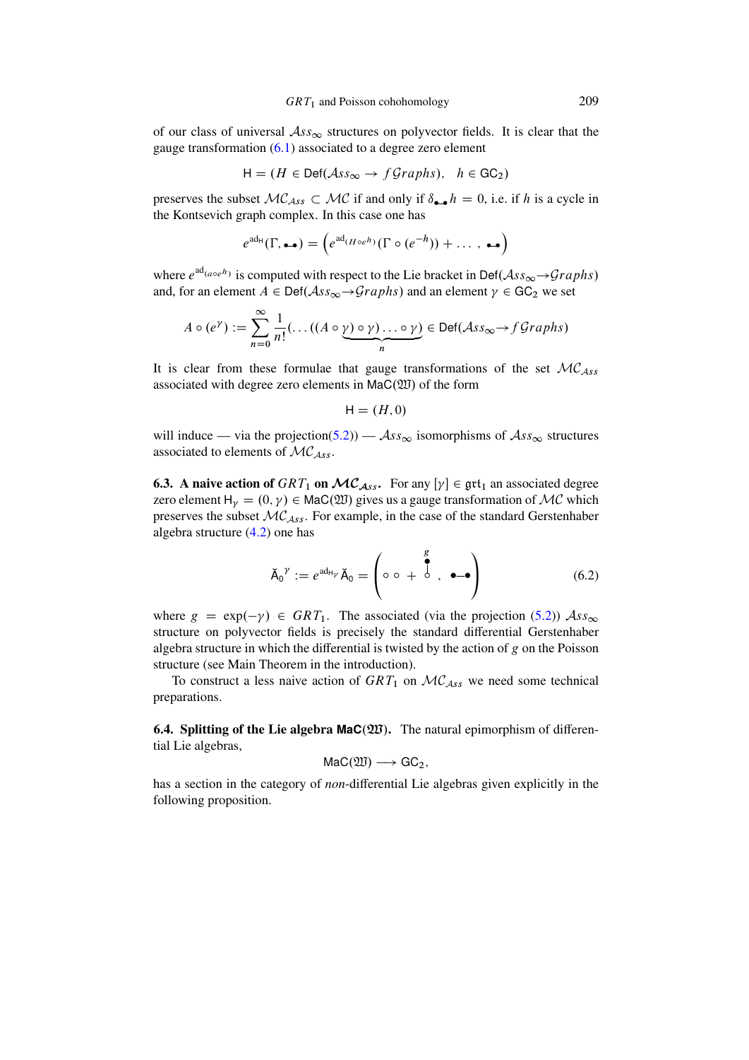of our class of universal $\mathcal{A}ss_\infty$ structures on polyvector fields. It is clear that the gauge transformation (6.1) associated to a degree zero element

$$\mathsf{H} = (H \in \mathsf{Def}(\mathcal{A}ss_\infty \to f\mathcal{G}raphs), \quad h \in \mathsf{GC}_2)$$

preserves the subset $\mathcal{MC}_{\mathcal{A}ss} \subset \mathcal{MC}$ if and only if $\delta_{\bullet\!-\!\bullet} h = 0$, i.e. if $h$ is a cycle in the Kontsevich graph complex. In this case one has

$$e^{\mathrm{ad}_{\mathsf{H}}}(\Gamma, \bullet\!-\!\bullet) = \left(e^{\mathrm{ad}_{(H \circ e^h)}}(\Gamma \circ (e^{-h})) + \ldots\,,\ \bullet\!-\!\bullet\right)$$

where $e^{\mathrm{ad}_{(a \circ e^h)}}$ is computed with respect to the Lie bracket in $\mathsf{Def}(\mathcal{A}ss_\infty \to \mathcal{G}raphs)$ and, for an element $A \in \mathsf{Def}(\mathcal{A}ss_\infty \to \mathcal{G}raphs)$ and an element $\gamma \in \mathsf{GC}_2$ we set

$$A \circ (e^\gamma) := \sum_{n=0}^{\infty} \frac{1}{n!} (\ldots((A \circ \underbrace{\gamma) \circ \gamma) \ldots \circ \gamma)}_{n} \in \mathsf{Def}(\mathcal{A}ss_\infty \to f\mathcal{G}raphs)$$

It is clear from these formulae that gauge transformations of the set $\mathcal{MC}_{\mathcal{A}ss}$ associated with degree zero elements in $\mathsf{MaC}(\mathfrak{W})$ of the form

$$\mathsf{H} = (H, 0)$$

will induce — via the projection(5.2)) — $\mathcal{A}ss_\infty$ isomorphisms of $\mathcal{A}ss_\infty$ structures associated to elements of $\mathcal{MC}_{\mathcal{A}ss}$.

### 6.3. A naive action of $GRT_1$ on $\mathcal{MC}_{\mathcal{A}ss}$.

For any $[\gamma] \in \mathfrak{grt}_1$ an associated degree zero element $\mathsf{H}_\gamma = (0, \gamma) \in \mathsf{MaC}(\mathfrak{W})$ gives us a gauge transformation of $\mathcal{MC}$ which preserves the subset $\mathcal{MC}_{\mathcal{A}ss}$. For example, in the case of the standard Gerstenhaber algebra structure (4.2) one has

$$\check{\mathsf{A}}_0{}^{\gamma} := e^{\mathrm{ad}_{\mathsf{H}_\gamma}} \check{\mathsf{A}}_0 = \left( \circ\ \circ\ +\ \overset{g}{\underset{\circ}{\bullet}} \ ,\ \bullet\!-\!\bullet \right) \tag{6.2}$$

where $g = \exp(-\gamma) \in GRT_1$. The associated (via the projection (5.2)) $\mathcal{A}ss_\infty$ structure on polyvector fields is precisely the standard differential Gerstenhaber algebra structure in which the differential is twisted by the action of $g$ on the Poisson structure (see Main Theorem in the introduction).

To construct a less naive action of $GRT_1$ on $\mathcal{MC}_{\mathcal{A}ss}$ we need some technical preparations.

### 6.4. Splitting of the Lie algebra $\mathsf{MaC}(\mathfrak{W})$.

The natural epimorphism of differential Lie algebras,

$$\mathsf{MaC}(\mathfrak{W}) \longrightarrow \mathsf{GC}_2,$$

has a section in the category of *non*-differential Lie algebras given explicitly in the following proposition.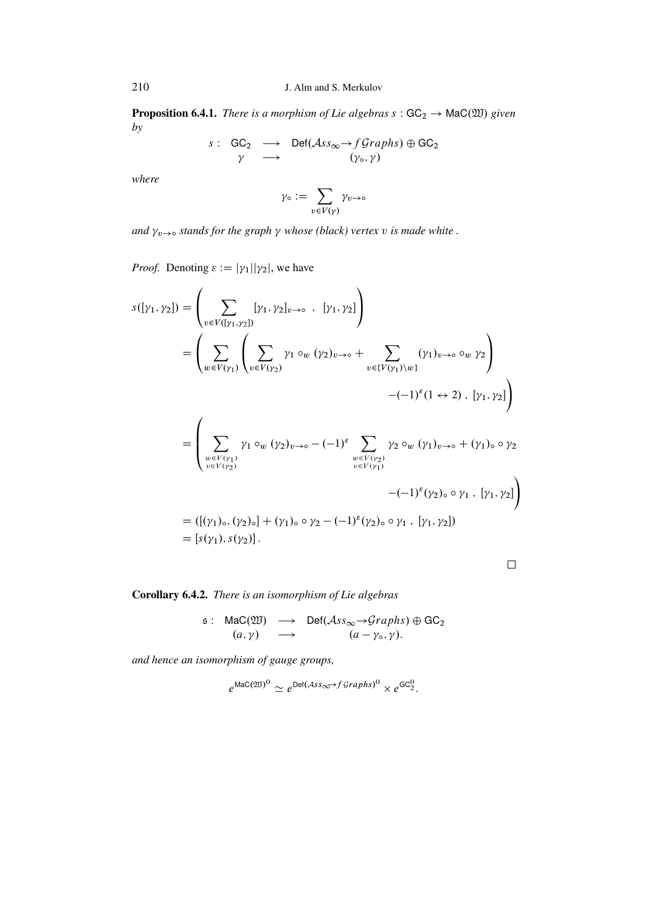**Proposition 6.4.1.** *There is a morphism of Lie algebras $s : \mathsf{GC}_2 \to \mathsf{MaC}(\mathfrak{W})$ given by*

$$\begin{array}{cccc} s: & \mathsf{GC}_2 & \longrightarrow & \mathsf{Def}(\mathcal{A}ss_\infty \to f\mathcal{G}raphs) \oplus \mathsf{GC}_2 \\ & \gamma & \longrightarrow & (\gamma_\circ, \gamma) \end{array}$$

*where*

$$\gamma_\circ := \sum_{v \in V(\gamma)} \gamma_{v \to \circ}$$

*and $\gamma_{v\to\circ}$ stands for the graph $\gamma$ whose (black) vertex $v$ is made white .*

*Proof.* Denoting $\varepsilon := |\gamma_1||\gamma_2|$, we have

$$\begin{aligned}
s([\gamma_1, \gamma_2]) &= \left( \sum_{v \in V([\gamma_1,\gamma_2])} [\gamma_1, \gamma_2]_{v\to\circ} \ , \ [\gamma_1, \gamma_2] \right) \\
&= \Bigg( \sum_{w \in V(\gamma_1)} \left( \sum_{v \in V(\gamma_2)} \gamma_1 \circ_w (\gamma_2)_{v\to\circ} + \sum_{v \in \{V(\gamma_1) \setminus w\}} (\gamma_1)_{v\to\circ} \circ_w \gamma_2 \right) \\
&\qquad\qquad - (-1)^\varepsilon (1 \leftrightarrow 2) \ , \ [\gamma_1, \gamma_2] \Bigg) \\
&= \Bigg( \sum_{\substack{w \in V(\gamma_1) \\ v \in V(\gamma_2)}} \gamma_1 \circ_w (\gamma_2)_{v\to\circ} - (-1)^\varepsilon \sum_{\substack{w \in V(\gamma_2) \\ v \in V(\gamma_1)}} \gamma_2 \circ_w (\gamma_1)_{v\to\circ} + (\gamma_1)_\circ \circ \gamma_2 \\
&\qquad\qquad - (-1)^\varepsilon (\gamma_2)_\circ \circ \gamma_1 \ , \ [\gamma_1, \gamma_2] \Bigg) \\
&= ([(\gamma_1)_\circ, (\gamma_2)_\circ] + (\gamma_1)_\circ \circ \gamma_2 - (-1)^\varepsilon (\gamma_2)_\circ \circ \gamma_1 \ , \ [\gamma_1, \gamma_2]) \\
&= [s(\gamma_1), s(\gamma_2)] .
\end{aligned}$$

□

**Corollary 6.4.2.** *There is an isomorphism of Lie algebras*

$$\begin{array}{cccc} \mathfrak{s}: & \mathsf{MaC}(\mathfrak{W}) & \longrightarrow & \mathsf{Def}(\mathcal{A}ss_\infty \to \mathcal{G}raphs) \oplus \mathsf{GC}_2 \\ & (a, \gamma) & \longrightarrow & (a - \gamma_\circ, \gamma). \end{array}$$

*and hence an isomorphism of gauge groups,*

$$e^{\mathsf{MaC}(\mathfrak{W})^0} \simeq e^{\mathsf{Def}(\mathcal{A}ss_\infty \to f\mathcal{G}raphs)^0} \times e^{\mathsf{GC}_2^0}.$$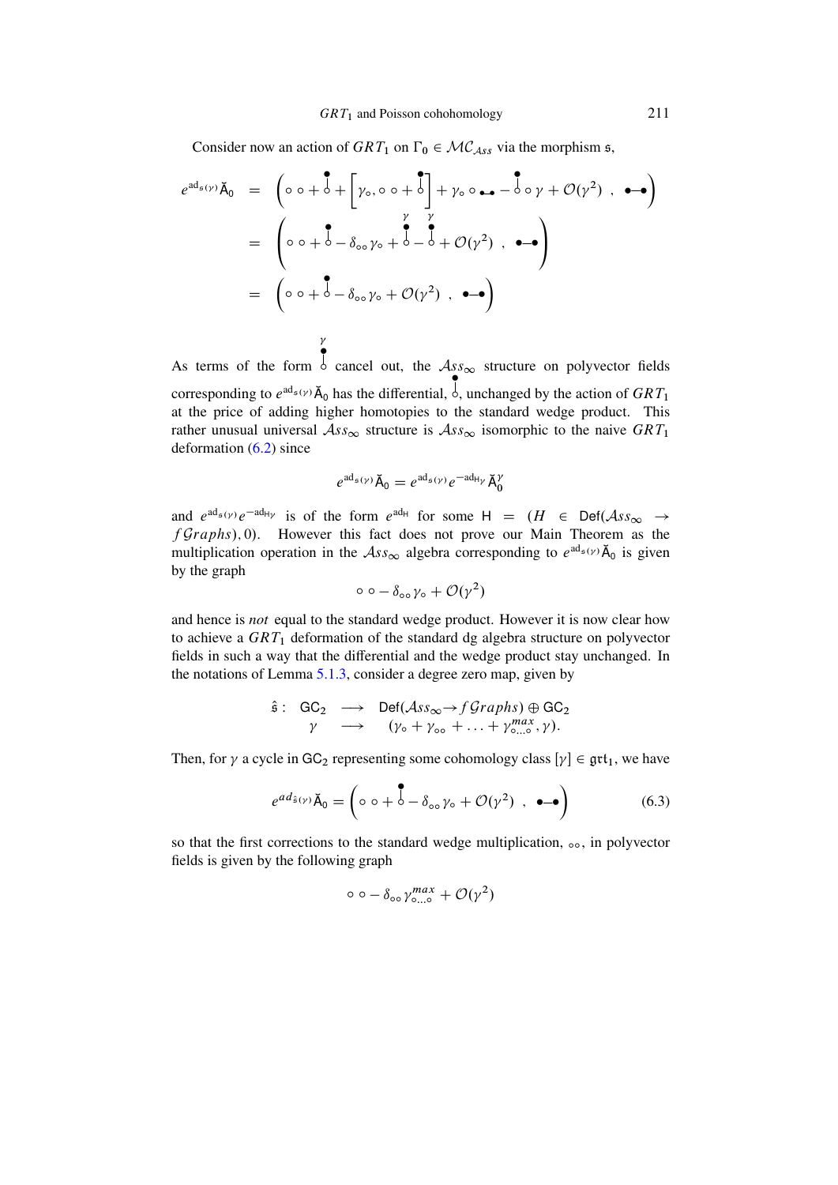Consider now an action of $GRT_1$ on $\Gamma_0 \in \mathcal{MC}_{\mathcal{A}ss}$ via the morphism $\mathfrak{s}$,

$$
\begin{aligned}
e^{\mathrm{ad}_{\mathfrak{s}(\gamma)}} \breve{\mathsf{A}}_0 &= \left( \circ\,\circ + \overset{\bullet}{\underset{\circ}{|}} + \left[ \gamma_\circ, \circ\,\circ + \overset{\bullet}{\underset{\circ}{|}} \right] + \gamma_\circ \circ \bullet\!\!-\!\!\bullet - \overset{\bullet}{\underset{\circ}{|}} \circ \gamma + \mathcal{O}(\gamma^2) \;,\; \bullet\!\!-\!\!\bullet \right) \\
&= \left( \circ\,\circ + \overset{\bullet}{\underset{\circ}{|}} - \delta_{\circ\circ}\gamma_\circ + \overset{\overset{\gamma}{\bullet}}{\underset{\circ}{|}} - \overset{\overset{\gamma}{\bullet}}{\underset{\circ}{|}} + \mathcal{O}(\gamma^2) \;,\; \bullet\!\!-\!\!\bullet \right) \\
&= \left( \circ\,\circ + \overset{\bullet}{\underset{\circ}{|}} - \delta_{\circ\circ}\gamma_\circ + \mathcal{O}(\gamma^2) \;,\; \bullet\!\!-\!\!\bullet \right)
\end{aligned}
$$

As terms of the form $\overset{\overset{\gamma}{\bullet}}{\underset{\circ}{|}}$ cancel out, the $\mathcal{A}ss_\infty$ structure on polyvector fields corresponding to $e^{\mathrm{ad}_{\mathfrak{s}(\gamma)}} \breve{\mathsf{A}}_0$ has the differential, $\overset{\bullet}{\underset{\circ}{|}}$, unchanged by the action of $GRT_1$ at the price of adding higher homotopies to the standard wedge product. This rather unusual universal $\mathcal{A}ss_\infty$ structure is $\mathcal{A}ss_\infty$ isomorphic to the naive $GRT_1$ deformation (6.2) since

$$
e^{\mathrm{ad}_{\mathfrak{s}(\gamma)}} \breve{\mathsf{A}}_0 = e^{\mathrm{ad}_{\mathfrak{s}(\gamma)}} e^{-\mathrm{ad}_{\mathsf{H}_\gamma}} \breve{\mathsf{A}}_0^\gamma
$$

and $e^{\mathrm{ad}_{\mathfrak{s}(\gamma)}} e^{-\mathrm{ad}_{\mathsf{H}_\gamma}}$ is of the form $e^{\mathrm{ad}_{\mathsf{H}}}$ for some $\mathsf{H} = (H \in \mathsf{Def}(\mathcal{A}ss_\infty \to f\mathcal{G}raphs), 0)$. However this fact does not prove our Main Theorem as the multiplication operation in the $\mathcal{A}ss_\infty$ algebra corresponding to $e^{\mathrm{ad}_{\mathfrak{s}(\gamma)}} \breve{\mathsf{A}}_0$ is given by the graph

$$
\circ\,\circ - \delta_{\circ\circ}\gamma_\circ + \mathcal{O}(\gamma^2)
$$

and hence is *not* equal to the standard wedge product. However it is now clear how to achieve a $GRT_1$ deformation of the standard dg algebra structure on polyvector fields in such a way that the differential and the wedge product stay unchanged. In the notations of Lemma 5.1.3, consider a degree zero map, given by

$$
\begin{array}{rccc}
\hat{\mathfrak{s}}: & \mathsf{GC}_2 & \longrightarrow & \mathsf{Def}(\mathcal{A}ss_\infty \to f\mathcal{G}raphs) \oplus \mathsf{GC}_2 \\
& \gamma & \longrightarrow & (\gamma_\circ + \gamma_{\circ\circ} + \ldots + \gamma^{max}_{\circ\ldots\circ}, \gamma).
\end{array}
$$

Then, for $\gamma$ a cycle in $\mathsf{GC}_2$ representing some cohomology class $[\gamma] \in \mathfrak{grt}_1$, we have

$$
e^{ad_{\hat{\mathfrak{s}}(\gamma)}} \breve{\mathsf{A}}_0 = \left( \circ\,\circ + \overset{\bullet}{\underset{\circ}{|}} - \delta_{\circ\circ}\gamma_\circ + \mathcal{O}(\gamma^2) \;,\; \bullet\!\!-\!\!\bullet \right) \tag{6.3}
$$

so that the first corrections to the standard wedge multiplication, $\circ\circ$, in polyvector fields is given by the following graph

$$
\circ\,\circ - \delta_{\circ\circ}\gamma^{max}_{\circ\ldots\circ} + \mathcal{O}(\gamma^2)
$$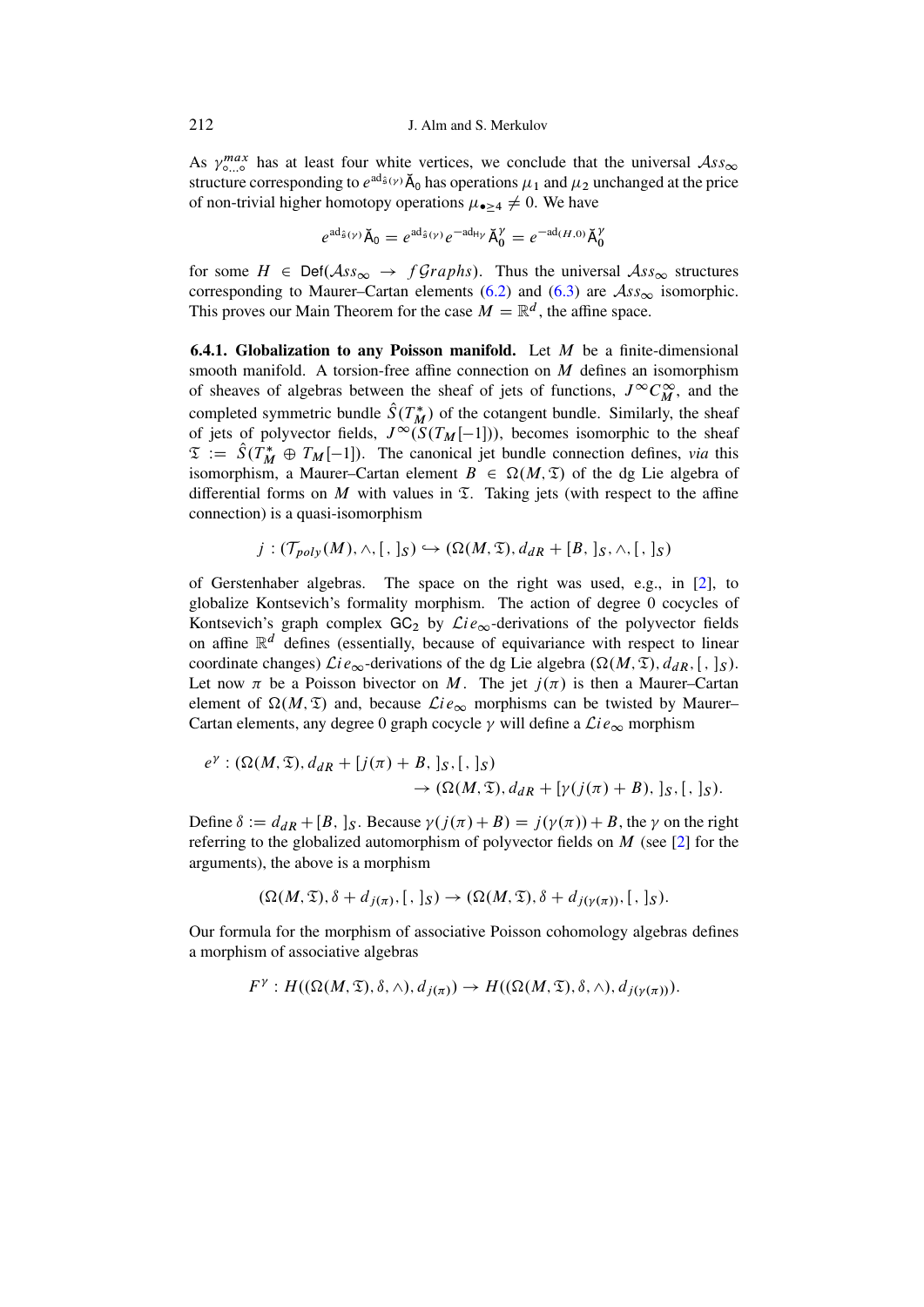As $\gamma^{max}_{\circ\ldots\circ}$ has at least four white vertices, we conclude that the universal $\mathcal{A}ss_\infty$ structure corresponding to $e^{\mathrm{ad}_{\hat{s}(\gamma)}}\check{\mathsf{A}}_0$ has operations $\mu_1$ and $\mu_2$ unchanged at the price of non-trivial higher homotopy operations $\mu_{\bullet\geq 4} \neq 0$. We have

$$e^{\mathrm{ad}_{\hat{s}(\gamma)}}\check{\mathsf{A}}_0 = e^{\mathrm{ad}_{\hat{s}(\gamma)}}e^{-\mathrm{ad}_{\mathsf{H}_\gamma}}\check{\mathsf{A}}_0^\gamma = e^{-\mathrm{ad}_{(H,0)}}\check{\mathsf{A}}_0^\gamma$$

for some $H \in \mathsf{Def}(\mathcal{A}ss_\infty \to f\mathcal{G}raphs)$. Thus the universal $\mathcal{A}ss_\infty$ structures corresponding to Maurer–Cartan elements (6.2) and (6.3) are $\mathcal{A}ss_\infty$ isomorphic. This proves our Main Theorem for the case $M = \mathbb{R}^d$, the affine space.

**6.4.1. Globalization to any Poisson manifold.** Let $M$ be a finite-dimensional smooth manifold. A torsion-free affine connection on $M$ defines an isomorphism of sheaves of algebras between the sheaf of jets of functions, $J^\infty C^\infty_M$, and the completed symmetric bundle $\hat{S}(T^*_M)$ of the cotangent bundle. Similarly, the sheaf of jets of polyvector fields, $J^\infty(S(T_M[-1]))$, becomes isomorphic to the sheaf $\mathfrak{T} := \hat{S}(T^*_M \oplus T_M[-1])$. The canonical jet bundle connection defines, *via* this isomorphism, a Maurer–Cartan element $B \in \Omega(M, \mathfrak{T})$ of the dg Lie algebra of differential forms on $M$ with values in $\mathfrak{T}$. Taking jets (with respect to the affine connection) is a quasi-isomorphism

$$j : (\mathcal{T}_{poly}(M), \wedge, [\,,\,]_S) \hookrightarrow (\Omega(M, \mathfrak{T}), d_{dR} + [B,\,]_S, \wedge, [\,,\,]_S)$$

of Gerstenhaber algebras. The space on the right was used, e.g., in [2], to globalize Kontsevich's formality morphism. The action of degree 0 cocycles of Kontsevich's graph complex $\mathsf{GC}_2$ by $\mathcal{L}ie_\infty$-derivations of the polyvector fields on affine $\mathbb{R}^d$ defines (essentially, because of equivariance with respect to linear coordinate changes) $\mathcal{L}ie_\infty$-derivations of the dg Lie algebra $(\Omega(M, \mathfrak{T}), d_{dR}, [\,,\,]_S)$. Let now $\pi$ be a Poisson bivector on $M$. The jet $j(\pi)$ is then a Maurer–Cartan element of $\Omega(M, \mathfrak{T})$ and, because $\mathcal{L}ie_\infty$ morphisms can be twisted by Maurer–Cartan elements, any degree 0 graph cocycle $\gamma$ will define a $\mathcal{L}ie_\infty$ morphism

$$\begin{aligned} e^\gamma : (\Omega(M, \mathfrak{T}), d_{dR} + [j(\pi) + B,\,]_S, [\,,\,]_S) \\ \to (\Omega(M, \mathfrak{T}), d_{dR} + [\gamma(j(\pi) + B),\,]_S, [\,,\,]_S). \end{aligned}$$

Define $\delta := d_{dR} + [B,\,]_S$. Because $\gamma(j(\pi) + B) = j(\gamma(\pi)) + B$, the $\gamma$ on the right referring to the globalized automorphism of polyvector fields on $M$ (see [2] for the arguments), the above is a morphism

$$(\Omega(M, \mathfrak{T}), \delta + d_{j(\pi)}, [\,,\,]_S) \to (\Omega(M, \mathfrak{T}), \delta + d_{j(\gamma(\pi))}, [\,,\,]_S).$$

Our formula for the morphism of associative Poisson cohomology algebras defines a morphism of associative algebras

$$F^\gamma : H((\Omega(M, \mathfrak{T}), \delta, \wedge), d_{j(\pi)}) \to H((\Omega(M, \mathfrak{T}), \delta, \wedge), d_{j(\gamma(\pi))}).$$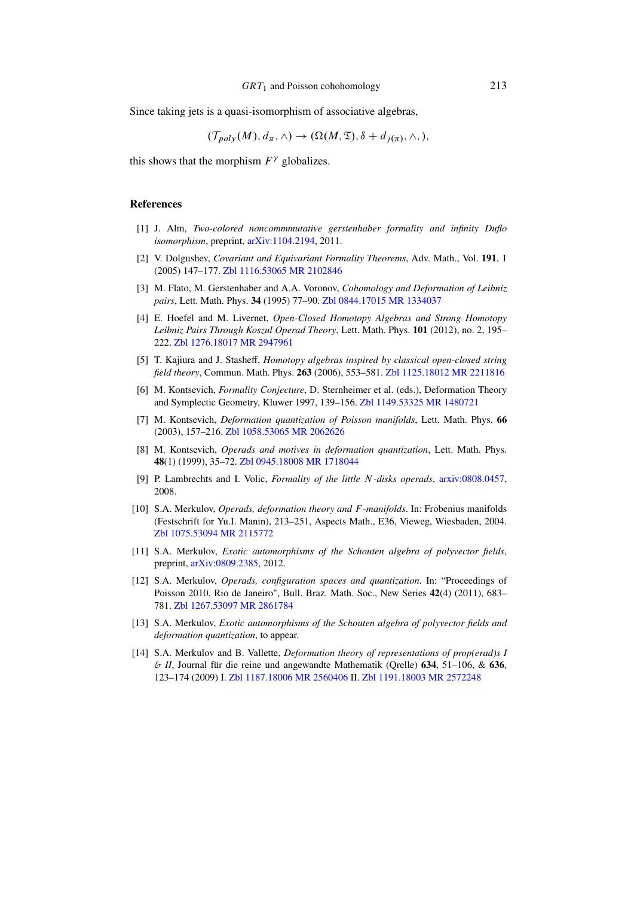Since taking jets is a quasi-isomorphism of associative algebras,

$$(\mathcal{T}_{poly}(M), d_\pi, \wedge) \to (\Omega(M, \mathfrak{T}), \delta + d_{j(\pi)}, \wedge, ),$$

this shows that the morphism $F^\gamma$ globalizes.

## References

[1] J. Alm, *Two-colored noncommmutative gerstenhaber formality and infinity Duflo isomorphism*, preprint, arXiv:1104.2194, 2011.

[2] V. Dolgushev, *Covariant and Equivariant Formality Theorems*, Adv. Math., Vol. **191**, 1 (2005) 147–177. Zbl 1116.53065 MR 2102846

[3] M. Flato, M. Gerstenhaber and A.A. Voronov, *Cohomology and Deformation of Leibniz pairs*, Lett. Math. Phys. **34** (1995) 77–90. Zbl 0844.17015 MR 1334037

[4] E. Hoefel and M. Livernet, *Open-Closed Homotopy Algebras and Strong Homotopy Leibniz Pairs Through Koszul Operad Theory*, Lett. Math. Phys. **101** (2012), no. 2, 195–222. Zbl 1276.18017 MR 2947961

[5] T. Kajiura and J. Stasheff, *Homotopy algebras inspired by classical open-closed string field theory*, Commun. Math. Phys. **263** (2006), 553–581. Zbl 1125.18012 MR 2211816

[6] M. Kontsevich, *Formality Conjecture*, D. Sternheimer et al. (eds.), Deformation Theory and Symplectic Geometry, Kluwer 1997, 139–156. Zbl 1149.53325 MR 1480721

[7] M. Kontsevich, *Deformation quantization of Poisson manifolds*, Lett. Math. Phys. **66** (2003), 157–216. Zbl 1058.53065 MR 2062626

[8] M. Kontsevich, *Operads and motives in deformation quantization*, Lett. Math. Phys. **48**(1) (1999), 35–72. Zbl 0945.18008 MR 1718044

[9] P. Lambrechts and I. Volic, *Formality of the little $N$-disks operads*, arxiv:0808.0457, 2008.

[10] S.A. Merkulov, *Operads, deformation theory and $F$-manifolds*. In: Frobenius manifolds (Festschrift for Yu.I. Manin), 213–251, Aspects Math., E36, Vieweg, Wiesbaden, 2004. Zbl 1075.53094 MR 2115772

[11] S.A. Merkulov, *Exotic automorphisms of the Schouten algebra of polyvector fields*, preprint, arXiv:0809.2385, 2012.

[12] S.A. Merkulov, *Operads, configuration spaces and quantization*. In: "Proceedings of Poisson 2010, Rio de Janeiro", Bull. Braz. Math. Soc., New Series **42**(4) (2011), 683–781. Zbl 1267.53097 MR 2861784

[13] S.A. Merkulov, *Exotic automorphisms of the Schouten algebra of polyvector fields and deformation quantization*, to appear.

[14] S.A. Merkulov and B. Vallette, *Deformation theory of representations of prop(erad)s I & II*, Journal für die reine und angewandte Mathematik (Qrelle) **634**, 51–106, & **636**, 123–174 (2009) I. Zbl 1187.18006 MR 2560406 II. Zbl 1191.18003 MR 2572248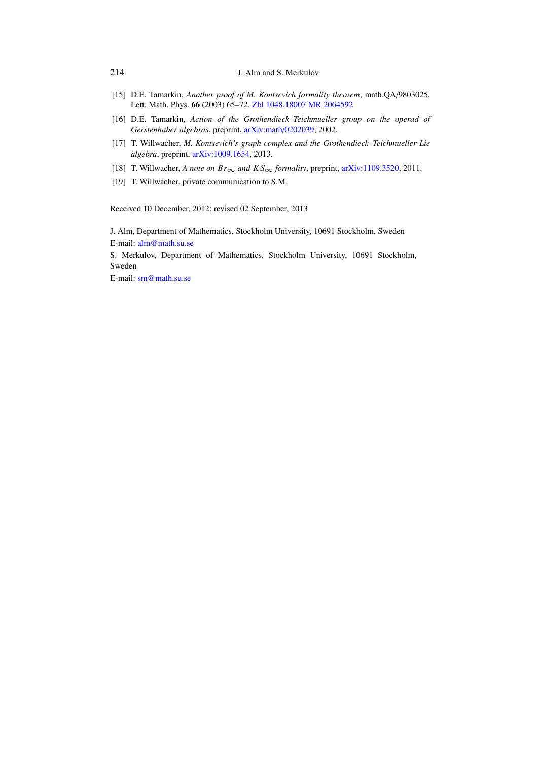[15] D.E. Tamarkin, *Another proof of M. Kontsevich formality theorem*, math.QA/9803025, Lett. Math. Phys. **66** (2003) 65–72. Zbl 1048.18007 MR 2064592

[16] D.E. Tamarkin, *Action of the Grothendieck–Teichmueller group on the operad of Gerstenhaber algebras*, preprint, arXiv:math/0202039, 2002.

[17] T. Willwacher, *M. Kontsevich's graph complex and the Grothendieck–Teichmueller Lie algebra*, preprint, arXiv:1009.1654, 2013.

[18] T. Willwacher, *A note on $Br_\infty$ and $KS_\infty$ formality*, preprint, arXiv:1109.3520, 2011.

[19] T. Willwacher, private communication to S.M.

Received 10 December, 2012; revised 02 September, 2013

J. Alm, Department of Mathematics, Stockholm University, 10691 Stockholm, Sweden

E-mail: alm@math.su.se

S. Merkulov, Department of Mathematics, Stockholm University, 10691 Stockholm, Sweden

E-mail: sm@math.su.se